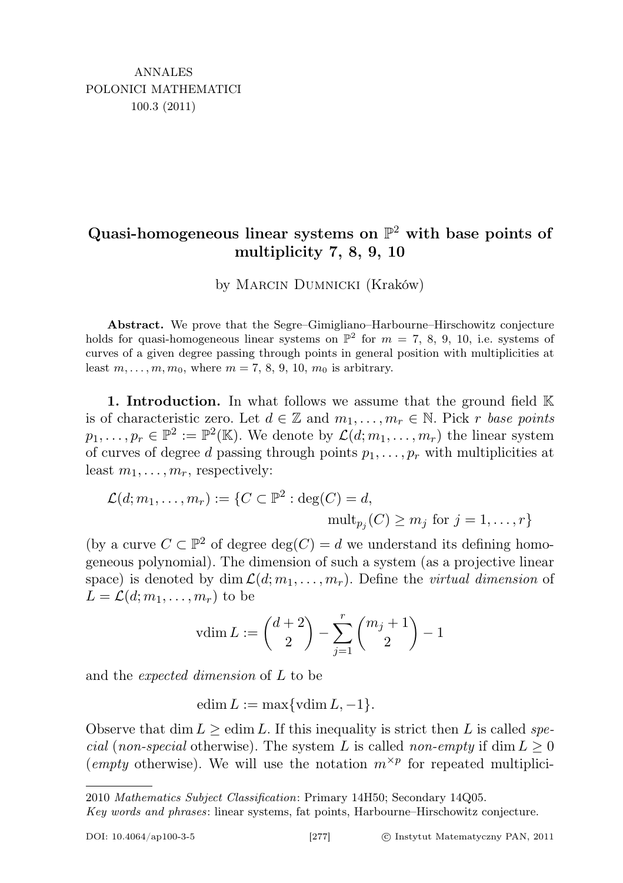# Quasi-homogeneous linear systems on $\mathbb{P}^2$ with base points of multiplicity 7, 8, 9, 10

by Marcin Dumnicki (Kraków)

**Abstract.** We prove that the Segre–Gimigliano–Harbourne–Hirschowitz conjecture holds for quasi-homogeneous linear systems on $\mathbb{P}^2$ for $m = 7, 8, 9, 10$, i.e. systems of curves of a given degree passing through points in general position with multiplicities at least $m, \ldots, m, m_0$, where $m = 7, 8, 9, 10$, $m_0$ is arbitrary.

**1. Introduction.** In what follows we assume that the ground field $\mathbb{K}$ is of characteristic zero. Let $d \in \mathbb{Z}$ and $m_1, \ldots, m_r \in \mathbb{N}$. Pick $r$ *base points* $p_1, \ldots, p_r \in \mathbb{P}^2 := \mathbb{P}^2(\mathbb{K})$. We denote by $\mathcal{L}(d; m_1, \ldots, m_r)$ the linear system of curves of degree $d$ passing through points $p_1, \ldots, p_r$ with multiplicities at least $m_1, \ldots, m_r$, respectively:

$$\mathcal{L}(d; m_1, \ldots, m_r) := \{C \subset \mathbb{P}^2 : \deg(C) = d, \operatorname{mult}_{p_j}(C) \geq m_j \text{ for } j = 1, \ldots, r\}$$

(by a curve $C \subset \mathbb{P}^2$ of degree $\deg(C) = d$ we understand its defining homogeneous polynomial). The dimension of such a system (as a projective linear space) is denoted by $\dim \mathcal{L}(d; m_1, \ldots, m_r)$. Define the *virtual dimension* of $L = \mathcal{L}(d; m_1, \ldots, m_r)$ to be

$$\operatorname{vdim} L := \binom{d+2}{2} - \sum_{j=1}^{r} \binom{m_j + 1}{2} - 1$$

and the *expected dimension* of $L$ to be

$$\operatorname{edim} L := \max\{\operatorname{vdim} L, -1\}.$$

Observe that $\dim L \geq \operatorname{edim} L$. If this inequality is strict then $L$ is called *special* (*non-special* otherwise). The system $L$ is called *non-empty* if $\dim L \geq 0$ (*empty* otherwise). We will use the notation $m^{\times p}$ for repeated multiplici-

2010 *Mathematics Subject Classification*: Primary 14H50; Secondary 14Q05.
*Key words and phrases*: linear systems, fat points, Harbourne–Hirschowitz conjecture.

DOI: 10.4064/ap100-3-5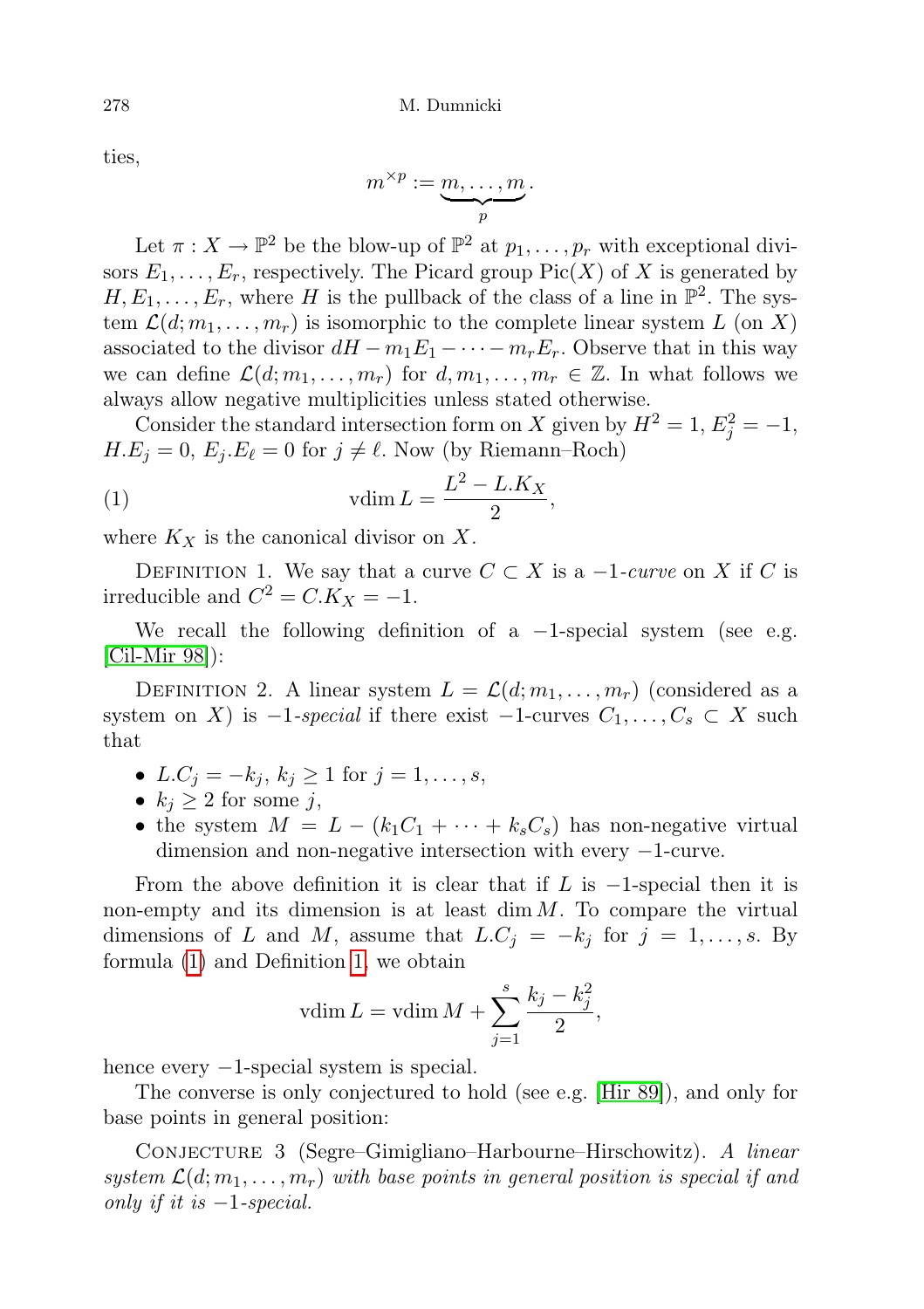ties,

$$m^{\times p} := \underbrace{m, \ldots, m}_{p}.$$

Let $\pi : X \to \mathbb{P}^2$ be the blow-up of $\mathbb{P}^2$ at $p_1, \ldots, p_r$ with exceptional divisors $E_1, \ldots, E_r$, respectively. The Picard group $\operatorname{Pic}(X)$ of $X$ is generated by $H, E_1, \ldots, E_r$, where $H$ is the pullback of the class of a line in $\mathbb{P}^2$. The system $\mathcal{L}(d; m_1, \ldots, m_r)$ is isomorphic to the complete linear system $L$ (on $X$) associated to the divisor $dH - m_1 E_1 - \cdots - m_r E_r$. Observe that in this way we can define $\mathcal{L}(d; m_1, \ldots, m_r)$ for $d, m_1, \ldots, m_r \in \mathbb{Z}$. In what follows we always allow negative multiplicities unless stated otherwise.

Consider the standard intersection form on $X$ given by $H^2 = 1$, $E_j^2 = -1$, $H.E_j = 0$, $E_j.E_\ell = 0$ for $j \neq \ell$. Now (by Riemann–Roch)

$$\operatorname{vdim} L = \frac{L^2 - L.K_X}{2}, \tag{1}$$

where $K_X$ is the canonical divisor on $X$.

Definition 1. We say that a curve $C \subset X$ is a $-1$-*curve* on $X$ if $C$ is irreducible and $C^2 = C.K_X = -1$.

We recall the following definition of a $-1$-special system (see e.g. [Cil-Mir 98]):

Definition 2. A linear system $L = \mathcal{L}(d; m_1, \ldots, m_r)$ (considered as a system on $X$) is $-1$-*special* if there exist $-1$-curves $C_1, \ldots, C_s \subset X$ such that

- $L.C_j = -k_j$, $k_j \geq 1$ for $j = 1, \ldots, s$,
- $k_j \geq 2$ for some $j$,
- the system $M = L - (k_1 C_1 + \cdots + k_s C_s)$ has non-negative virtual dimension and non-negative intersection with every $-1$-curve.

From the above definition it is clear that if $L$ is $-1$-special then it is non-empty and its dimension is at least $\dim M$. To compare the virtual dimensions of $L$ and $M$, assume that $L.C_j = -k_j$ for $j = 1, \ldots, s$. By formula (1) and Definition 1, we obtain

$$\operatorname{vdim} L = \operatorname{vdim} M + \sum_{j=1}^{s} \frac{k_j - k_j^2}{2},$$

hence every $-1$-special system is special.

The converse is only conjectured to hold (see e.g. [Hir 89]), and only for base points in general position:

Conjecture 3 (Segre–Gimigliano–Harbourne–Hirschowitz). *A linear system $\mathcal{L}(d; m_1, \ldots, m_r)$ with base points in general position is special if and only if it is $-1$-special.*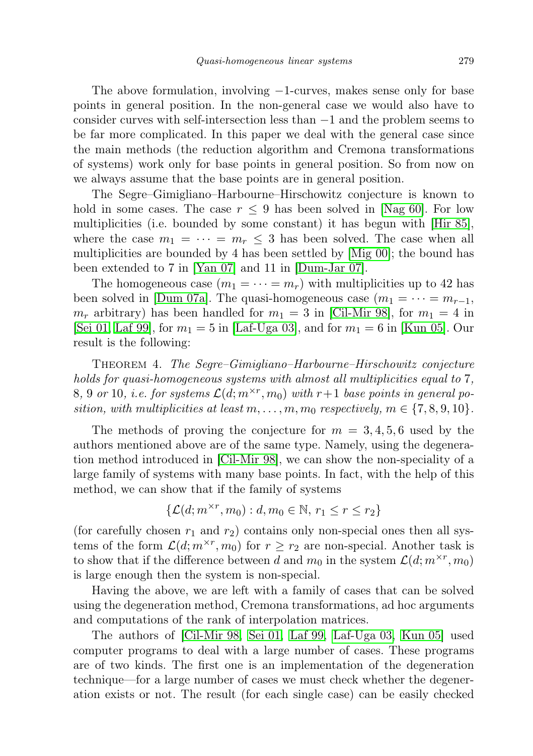The above formulation, involving $-1$-curves, makes sense only for base points in general position. In the non-general case we would also have to consider curves with self-intersection less than $-1$ and the problem seems to be far more complicated. In this paper we deal with the general case since the main methods (the reduction algorithm and Cremona transformations of systems) work only for base points in general position. So from now on we always assume that the base points are in general position.

The Segre–Gimigliano–Harbourne–Hirschowitz conjecture is known to hold in some cases. The case $r \leq 9$ has been solved in [Nag 60]. For low multiplicities (i.e. bounded by some constant) it has begun with [Hir 85], where the case $m_1 = \cdots = m_r \leq 3$ has been solved. The case when all multiplicities are bounded by 4 has been settled by [Mig 00]; the bound has been extended to 7 in [Yan 07] and 11 in [Dum-Jar 07].

The homogeneous case ($m_1 = \cdots = m_r$) with multiplicities up to 42 has been solved in [Dum 07a]. The quasi-homogeneous case ($m_1 = \cdots = m_{r-1}$, $m_r$ arbitrary) has been handled for $m_1 = 3$ in [Cil-Mir 98], for $m_1 = 4$ in [Sei 01, Laf 99], for $m_1 = 5$ in [Laf-Uga 03], and for $m_1 = 6$ in [Kun 05]. Our result is the following:

Theorem 4. *The Segre–Gimigliano–Harbourne–Hirschowitz conjecture holds for quasi-homogeneous systems with almost all multiplicities equal to* 7*,* 8*,* 9 *or* 10*, i.e. for systems $\mathcal{L}(d; m^{\times r}, m_0)$ with $r+1$ base points in general position, with multiplicities at least $m, \ldots, m, m_0$ respectively, $m \in \{7, 8, 9, 10\}$.*

The methods of proving the conjecture for $m = 3, 4, 5, 6$ used by the authors mentioned above are of the same type. Namely, using the degeneration method introduced in [Cil-Mir 98], we can show the non-speciality of a large family of systems with many base points. In fact, with the help of this method, we can show that if the family of systems

$$\{\mathcal{L}(d; m^{\times r}, m_0) : d, m_0 \in \mathbb{N},\ r_1 \leq r \leq r_2\}$$

(for carefully chosen $r_1$ and $r_2$) contains only non-special ones then all systems of the form $\mathcal{L}(d; m^{\times r}, m_0)$ for $r \geq r_2$ are non-special. Another task is to show that if the difference between $d$ and $m_0$ in the system $\mathcal{L}(d; m^{\times r}, m_0)$ is large enough then the system is non-special.

Having the above, we are left with a family of cases that can be solved using the degeneration method, Cremona transformations, ad hoc arguments and computations of the rank of interpolation matrices.

The authors of [Cil-Mir 98, Sei 01, Laf 99, Laf-Uga 03, Kun 05] used computer programs to deal with a large number of cases. These programs are of two kinds. The first one is an implementation of the degeneration technique—for a large number of cases we must check whether the degeneration exists or not. The result (for each single case) can be easily checked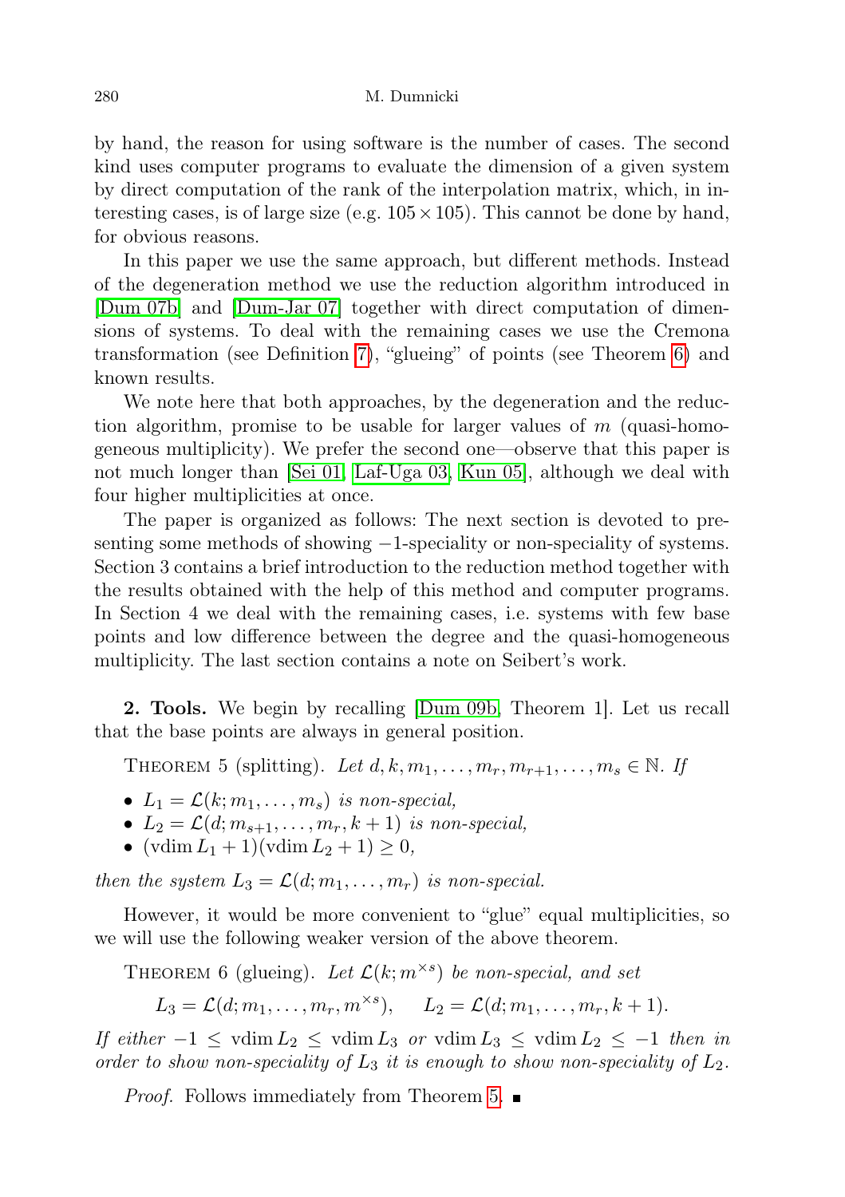by hand, the reason for using software is the number of cases. The second kind uses computer programs to evaluate the dimension of a given system by direct computation of the rank of the interpolation matrix, which, in interesting cases, is of large size (e.g. $105 \times 105$). This cannot be done by hand, for obvious reasons.

In this paper we use the same approach, but different methods. Instead of the degeneration method we use the reduction algorithm introduced in [Dum 07b] and [Dum-Jar 07] together with direct computation of dimensions of systems. To deal with the remaining cases we use the Cremona transformation (see Definition 7), "glueing" of points (see Theorem 6) and known results.

We note here that both approaches, by the degeneration and the reduction algorithm, promise to be usable for larger values of $m$ (quasi-homogeneous multiplicity). We prefer the second one—observe that this paper is not much longer than [Sei 01, Laf-Uga 03, Kun 05], although we deal with four higher multiplicities at once.

The paper is organized as follows: The next section is devoted to presenting some methods of showing $-1$-speciality or non-speciality of systems. Section 3 contains a brief introduction to the reduction method together with the results obtained with the help of this method and computer programs. In Section 4 we deal with the remaining cases, i.e. systems with few base points and low difference between the degree and the quasi-homogeneous multiplicity. The last section contains a note on Seibert's work.

**2. Tools.** We begin by recalling [Dum 09b, Theorem 1]. Let us recall that the base points are always in general position.

THEOREM 5 (splitting). *Let $d, k, m_1, \ldots, m_r, m_{r+1}, \ldots, m_s \in \mathbb{N}$. If*

- $L_1 = \mathcal{L}(k; m_1, \ldots, m_s)$ *is non-special,*
- $L_2 = \mathcal{L}(d; m_{s+1}, \ldots, m_r, k+1)$ *is non-special,*
- $(\operatorname{vdim} L_1 + 1)(\operatorname{vdim} L_2 + 1) \geq 0$,

*then the system $L_3 = \mathcal{L}(d; m_1, \ldots, m_r)$ is non-special.*

However, it would be more convenient to "glue" equal multiplicities, so we will use the following weaker version of the above theorem.

THEOREM 6 (glueing). *Let $\mathcal{L}(k; m^{\times s})$ be non-special, and set*

$$L_3 = \mathcal{L}(d; m_1, \ldots, m_r, m^{\times s}), \quad L_2 = \mathcal{L}(d; m_1, \ldots, m_r, k+1).$$

*If either $-1 \leq \operatorname{vdim} L_2 \leq \operatorname{vdim} L_3$ or $\operatorname{vdim} L_3 \leq \operatorname{vdim} L_2 \leq -1$ then in order to show non-speciality of $L_3$ it is enough to show non-speciality of $L_2$.*

*Proof.* Follows immediately from Theorem 5. ∎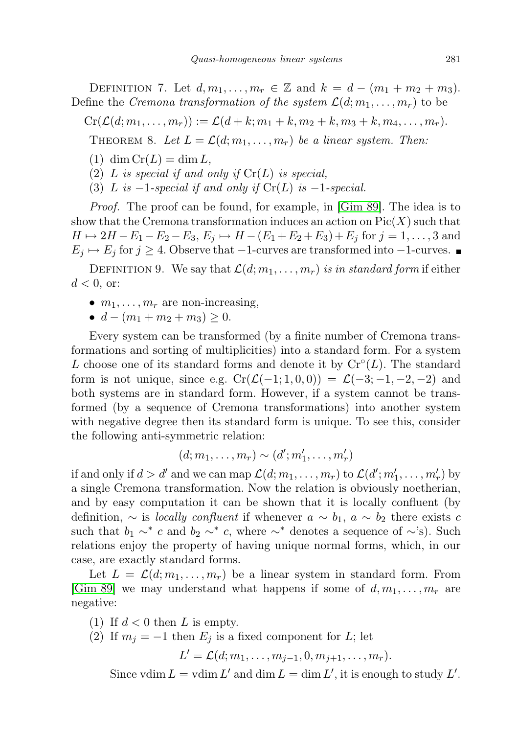DEFINITION 7. Let $d, m_1, \ldots, m_r \in \mathbb{Z}$ and $k = d - (m_1 + m_2 + m_3)$. Define the *Cremona transformation of the system* $\mathcal{L}(d; m_1, \ldots, m_r)$ to be

$$\mathrm{Cr}(\mathcal{L}(d; m_1, \ldots, m_r)) := \mathcal{L}(d + k; m_1 + k, m_2 + k, m_3 + k, m_4, \ldots, m_r).$$

THEOREM 8. *Let $L = \mathcal{L}(d; m_1, \ldots, m_r)$ be a linear system. Then:*

(1) $\dim \mathrm{Cr}(L) = \dim L$,

(2) *$L$ is special if and only if $\mathrm{Cr}(L)$ is special,*

(3) *$L$ is $-1$-special if and only if $\mathrm{Cr}(L)$ is $-1$-special.*

*Proof.* The proof can be found, for example, in [Gim 89]. The idea is to show that the Cremona transformation induces an action on $\mathrm{Pic}(X)$ such that $H \mapsto 2H - E_1 - E_2 - E_3$, $E_j \mapsto H - (E_1 + E_2 + E_3) + E_j$ for $j = 1, \ldots, 3$ and $E_j \mapsto E_j$ for $j \geq 4$. Observe that $-1$-curves are transformed into $-1$-curves. ■

DEFINITION 9. We say that $\mathcal{L}(d; m_1, \ldots, m_r)$ *is in standard form* if either $d < 0$, or:

- $m_1, \ldots, m_r$ are non-increasing,
- $d - (m_1 + m_2 + m_3) \geq 0$.

Every system can be transformed (by a finite number of Cremona transformations and sorting of multiplicities) into a standard form. For a system $L$ choose one of its standard forms and denote it by $\mathrm{Cr}^\circ(L)$. The standard form is not unique, since e.g. $\mathrm{Cr}(\mathcal{L}(-1; 1, 0, 0)) = \mathcal{L}(-3; -1, -2, -2)$ and both systems are in standard form. However, if a system cannot be transformed (by a sequence of Cremona transformations) into another system with negative degree then its standard form is unique. To see this, consider the following anti-symmetric relation:

$$(d; m_1, \ldots, m_r) \sim (d'; m'_1, \ldots, m'_r)$$

if and only if $d > d'$ and we can map $\mathcal{L}(d; m_1, \ldots, m_r)$ to $\mathcal{L}(d'; m'_1, \ldots, m'_r)$ by a single Cremona transformation. Now the relation is obviously noetherian, and by easy computation it can be shown that it is locally confluent (by definition, $\sim$ is *locally confluent* if whenever $a \sim b_1$, $a \sim b_2$ there exists $c$ such that $b_1 \sim^* c$ and $b_2 \sim^* c$, where $\sim^*$ denotes a sequence of $\sim$'s). Such relations enjoy the property of having unique normal forms, which, in our case, are exactly standard forms.

Let $L = \mathcal{L}(d; m_1, \ldots, m_r)$ be a linear system in standard form. From [Gim 89] we may understand what happens if some of $d, m_1, \ldots, m_r$ are negative:

(1) If $d < 0$ then $L$ is empty.

(2) If $m_j = -1$ then $E_j$ is a fixed component for $L$; let

$$L' = \mathcal{L}(d; m_1, \ldots, m_{j-1}, 0, m_{j+1}, \ldots, m_r).$$

Since $\mathrm{vdim}\, L = \mathrm{vdim}\, L'$ and $\dim L = \dim L'$, it is enough to study $L'$.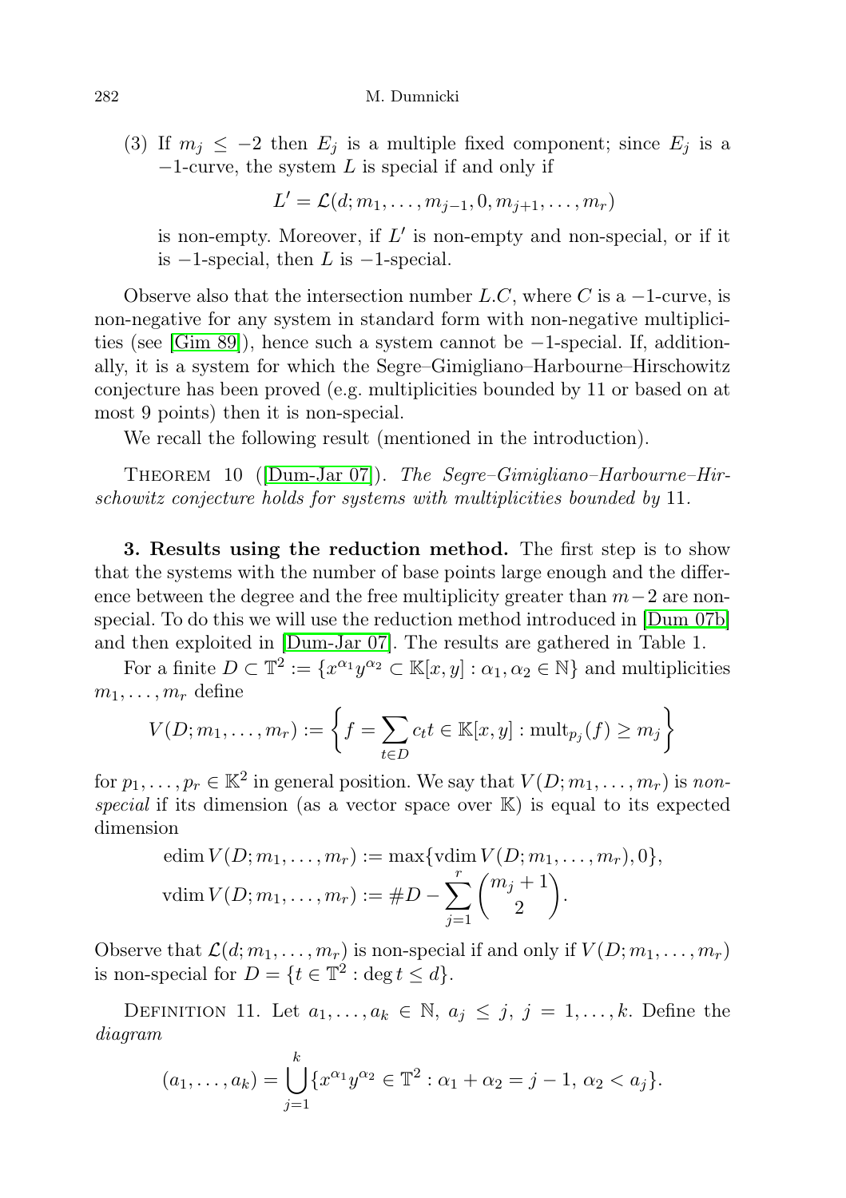(3) If $m_j \leq -2$ then $E_j$ is a multiple fixed component; since $E_j$ is a $-1$-curve, the system $L$ is special if and only if

$$L' = \mathcal{L}(d; m_1, \ldots, m_{j-1}, 0, m_{j+1}, \ldots, m_r)$$

is non-empty. Moreover, if $L'$ is non-empty and non-special, or if it is $-1$-special, then $L$ is $-1$-special.

Observe also that the intersection number $L.C$, where $C$ is a $-1$-curve, is non-negative for any system in standard form with non-negative multiplicities (see [Gim 89]), hence such a system cannot be $-1$-special. If, additionally, it is a system for which the Segre–Gimigliano–Harbourne–Hirschowitz conjecture has been proved (e.g. multiplicities bounded by 11 or based on at most 9 points) then it is non-special.

We recall the following result (mentioned in the introduction).

THEOREM 10 ([Dum-Jar 07]). *The Segre–Gimigliano–Harbourne–Hirschowitz conjecture holds for systems with multiplicities bounded by* 11.

**3. Results using the reduction method.** The first step is to show that the systems with the number of base points large enough and the difference between the degree and the free multiplicity greater than $m-2$ are non-special. To do this we will use the reduction method introduced in [Dum 07b] and then exploited in [Dum-Jar 07]. The results are gathered in Table 1.

For a finite $D \subset \mathbb{T}^2 := \{x^{\alpha_1}y^{\alpha_2} \subset \mathbb{K}[x, y] : \alpha_1, \alpha_2 \in \mathbb{N}\}$ and multiplicities $m_1, \ldots, m_r$ define

$$V(D; m_1, \ldots, m_r) := \left\{ f = \sum_{t \in D} c_t t \in \mathbb{K}[x, y] : \operatorname{mult}_{p_j}(f) \geq m_j \right\}$$

for $p_1, \ldots, p_r \in \mathbb{K}^2$ in general position. We say that $V(D; m_1, \ldots, m_r)$ is *non-special* if its dimension (as a vector space over $\mathbb{K}$) is equal to its expected dimension

$$\operatorname{edim} V(D; m_1, \ldots, m_r) := \max\{\operatorname{vdim} V(D; m_1, \ldots, m_r), 0\},$$
$$\operatorname{vdim} V(D; m_1, \ldots, m_r) := \#D - \sum_{j=1}^{r} \binom{m_j + 1}{2}.$$

Observe that $\mathcal{L}(d; m_1, \ldots, m_r)$ is non-special if and only if $V(D; m_1, \ldots, m_r)$ is non-special for $D = \{t \in \mathbb{T}^2 : \deg t \leq d\}$.

DEFINITION 11. Let $a_1, \ldots, a_k \in \mathbb{N}$, $a_j \leq j$, $j = 1, \ldots, k$. Define the *diagram*

$$(a_1, \ldots, a_k) = \bigcup_{j=1}^{k} \{x^{\alpha_1}y^{\alpha_2} \in \mathbb{T}^2 : \alpha_1 + \alpha_2 = j - 1,\ \alpha_2 < a_j\}.$$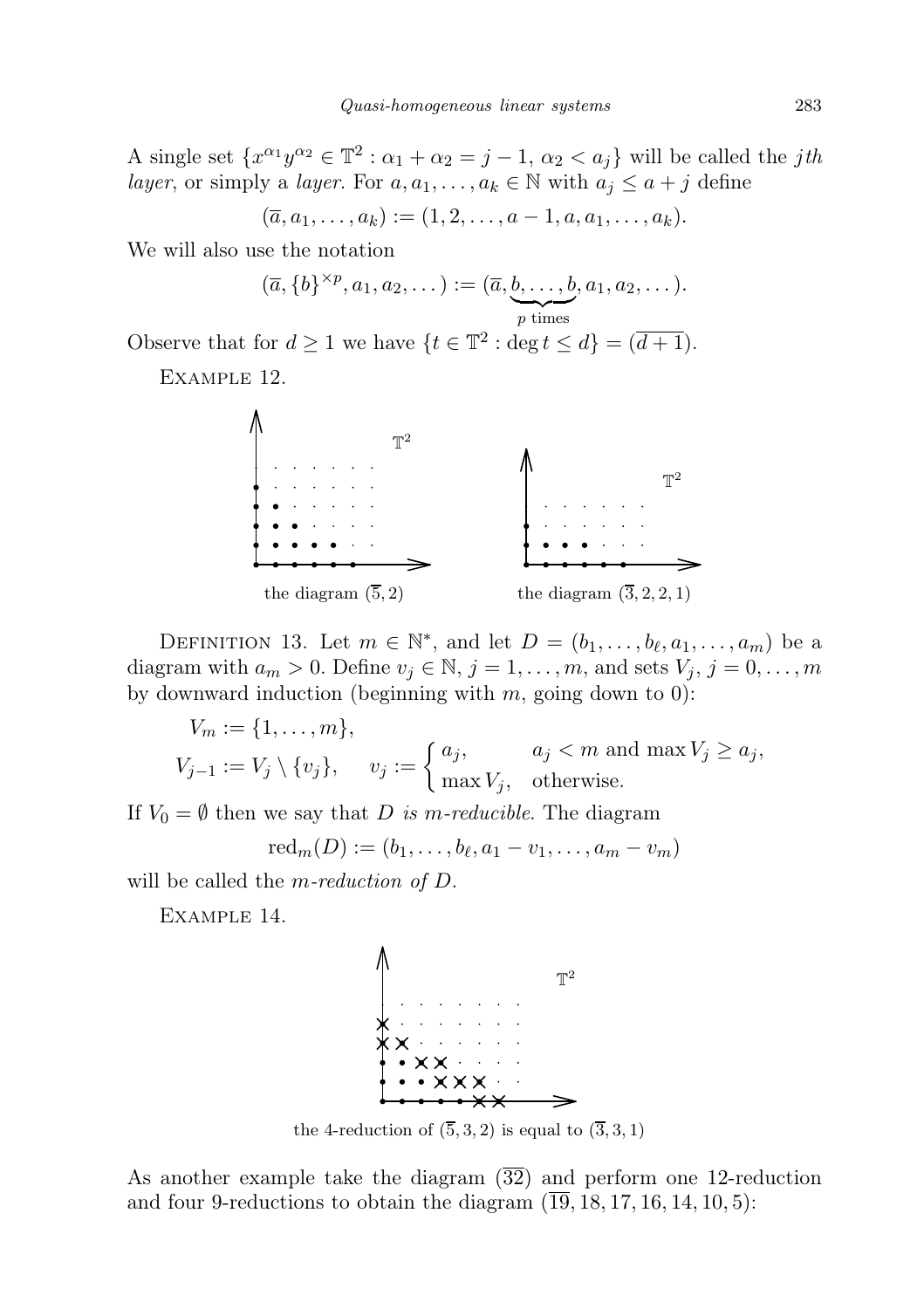A single set $\{x^{\alpha_1}y^{\alpha_2} \in \mathbb{T}^2 : \alpha_1 + \alpha_2 = j-1,\ \alpha_2 < a_j\}$ will be called the *jth layer*, or simply a *layer*. For $a, a_1, \ldots, a_k \in \mathbb{N}$ with $a_j \leq a + j$ define

$$(\overline{a}, a_1, \ldots, a_k) := (1, 2, \ldots, a-1, a, a_1, \ldots, a_k).$$

We will also use the notation

$$(\overline{a}, \{b\}^{\times p}, a_1, a_2, \ldots) := (\overline{a}, \underbrace{b, \ldots, b}_{p \text{ times}}, a_1, a_2, \ldots).$$

Observe that for $d \geq 1$ we have $\{t \in \mathbb{T}^2 : \deg t \leq d\} = (\overline{d+1})$.

Example 12.

the diagram $(\overline{5}, 2)$ the diagram $(\overline{3}, 2, 2, 1)$

Definition 13. Let $m \in \mathbb{N}^*$, and let $D = (b_1, \ldots, b_\ell, a_1, \ldots, a_m)$ be a diagram with $a_m > 0$. Define $v_j \in \mathbb{N}$, $j = 1, \ldots, m$, and sets $V_j$, $j = 0, \ldots, m$ by downward induction (beginning with $m$, going down to 0):

$$V_m := \{1, \ldots, m\},$$
$$V_{j-1} := V_j \setminus \{v_j\}, \qquad v_j := \begin{cases} a_j, & a_j < m \text{ and } \max V_j \geq a_j, \\ \max V_j, & \text{otherwise.} \end{cases}$$

If $V_0 = \emptyset$ then we say that $D$ *is m-reducible*. The diagram

$$\mathrm{red}_m(D) := (b_1, \ldots, b_\ell, a_1 - v_1, \ldots, a_m - v_m)$$

will be called the *m-reduction of D*.

Example 14.

the 4-reduction of $(\overline{5}, 3, 2)$ is equal to $(\overline{3}, 3, 1)$

As another example take the diagram $(\overline{32})$ and perform one 12-reduction and four 9-reductions to obtain the diagram $(\overline{19}, 18, 17, 16, 14, 10, 5)$: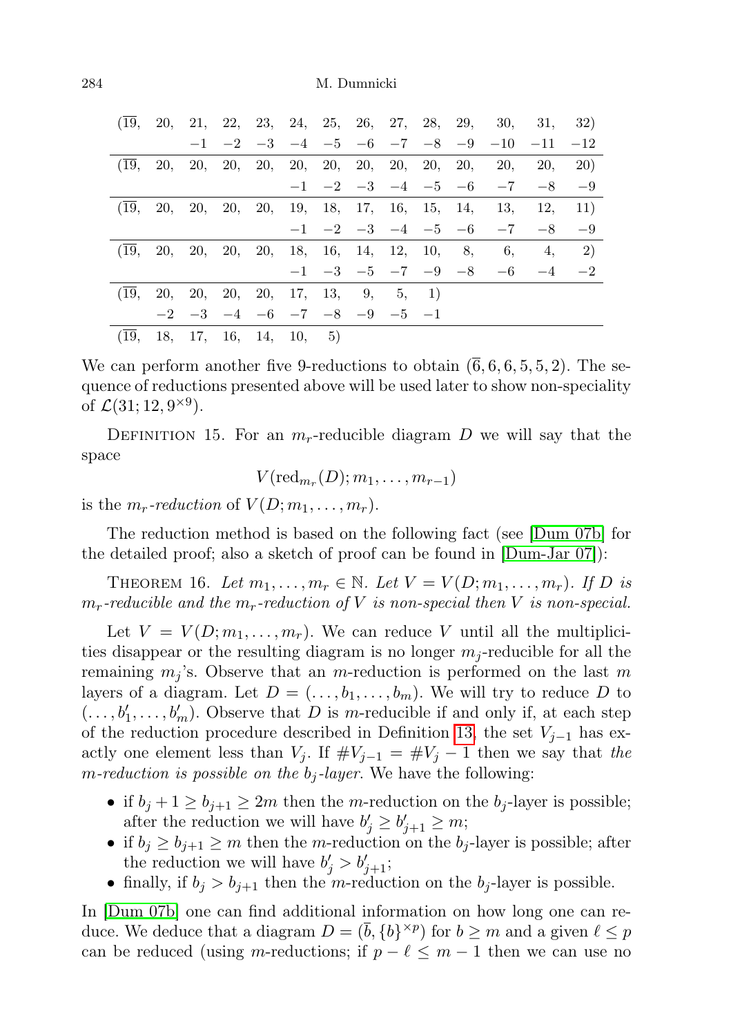| $(\overline{19},$ | 20, | 21, | 22, | 23, | 24, | 25, | 26, | 27, | 28, | 29, | 30, | 31, | 32) |
|---|---|---|---|---|---|---|---|---|---|---|---|---|---|
| | | $-1$ | $-2$ | $-3$ | $-4$ | $-5$ | $-6$ | $-7$ | $-8$ | $-9$ | $-10$ | $-11$ | $-12$ |
| $(\overline{19},$ | 20, | 20, | 20, | 20, | 20, | 20, | 20, | 20, | 20, | 20, | 20, | 20, | 20) |
| | | | | | $-1$ | $-2$ | $-3$ | $-4$ | $-5$ | $-6$ | $-7$ | $-8$ | $-9$ |
| $(\overline{19},$ | 20, | 20, | 20, | 20, | 19, | 18, | 17, | 16, | 15, | 14, | 13, | 12, | 11) |
| | | | | | $-1$ | $-2$ | $-3$ | $-4$ | $-5$ | $-6$ | $-7$ | $-8$ | $-9$ |
| $(\overline{19},$ | 20, | 20, | 20, | 20, | 18, | 16, | 14, | 12, | 10, | 8, | 6, | 4, | 2) |
| | | | | | $-1$ | $-3$ | $-5$ | $-7$ | $-9$ | $-8$ | $-6$ | $-4$ | $-2$ |
| $(\overline{19},$ | 20, | 20, | 20, | 20, | 17, | 13, | 9, | 5, | 1) | | | | |
| | $-2$ | $-3$ | $-4$ | $-6$ | $-7$ | $-8$ | $-9$ | $-5$ | $-1$ | | | | |
| $(\overline{19},$ | 18, | 17, | 16, | 14, | 10, | 5) | | | | | | | |

We can perform another five 9-reductions to obtain $(\overline{6}, 6, 6, 5, 5, 2)$. The sequence of reductions presented above will be used later to show non-speciality of $\mathcal{L}(31; 12, 9^{\times 9})$.

Definition 15. For an $m_r$-reducible diagram $D$ we will say that the space

$$V(\mathrm{red}_{m_r}(D); m_1, \ldots, m_{r-1})$$

is the *$m_r$-reduction* of $V(D; m_1, \ldots, m_r)$.

The reduction method is based on the following fact (see [Dum 07b] for the detailed proof; also a sketch of proof can be found in [Dum-Jar 07]):

Theorem 16. *Let $m_1, \ldots, m_r \in \mathbb{N}$. Let $V = V(D; m_1, \ldots, m_r)$. If $D$ is $m_r$-reducible and the $m_r$-reduction of $V$ is non-special then $V$ is non-special.*

Let $V = V(D; m_1, \ldots, m_r)$. We can reduce $V$ until all the multiplicities disappear or the resulting diagram is no longer $m_j$-reducible for all the remaining $m_j$'s. Observe that an $m$-reduction is performed on the last $m$ layers of a diagram. Let $D = (\ldots, b_1, \ldots, b_m)$. We will try to reduce $D$ to $(\ldots, b'_1, \ldots, b'_m)$. Observe that $D$ is $m$-reducible if and only if, at each step of the reduction procedure described in Definition 13, the set $V_{j-1}$ has exactly one element less than $V_j$. If $\#V_{j-1} = \#V_j - 1$ then we say that *the $m$-reduction is possible on the $b_j$-layer*. We have the following:

- if $b_j + 1 \geq b_{j+1} \geq 2m$ then the $m$-reduction on the $b_j$-layer is possible; after the reduction we will have $b'_j \geq b'_{j+1} \geq m$;
- if $b_j \geq b_{j+1} \geq m$ then the $m$-reduction on the $b_j$-layer is possible; after the reduction we will have $b'_j > b'_{j+1}$;
- finally, if $b_j > b_{j+1}$ then the $m$-reduction on the $b_j$-layer is possible.

In [Dum 07b] one can find additional information on how long one can reduce. We deduce that a diagram $D = (\overline{b}, \{b\}^{\times p})$ for $b \geq m$ and a given $\ell \leq p$ can be reduced (using $m$-reductions; if $p - \ell \leq m - 1$ then we can use no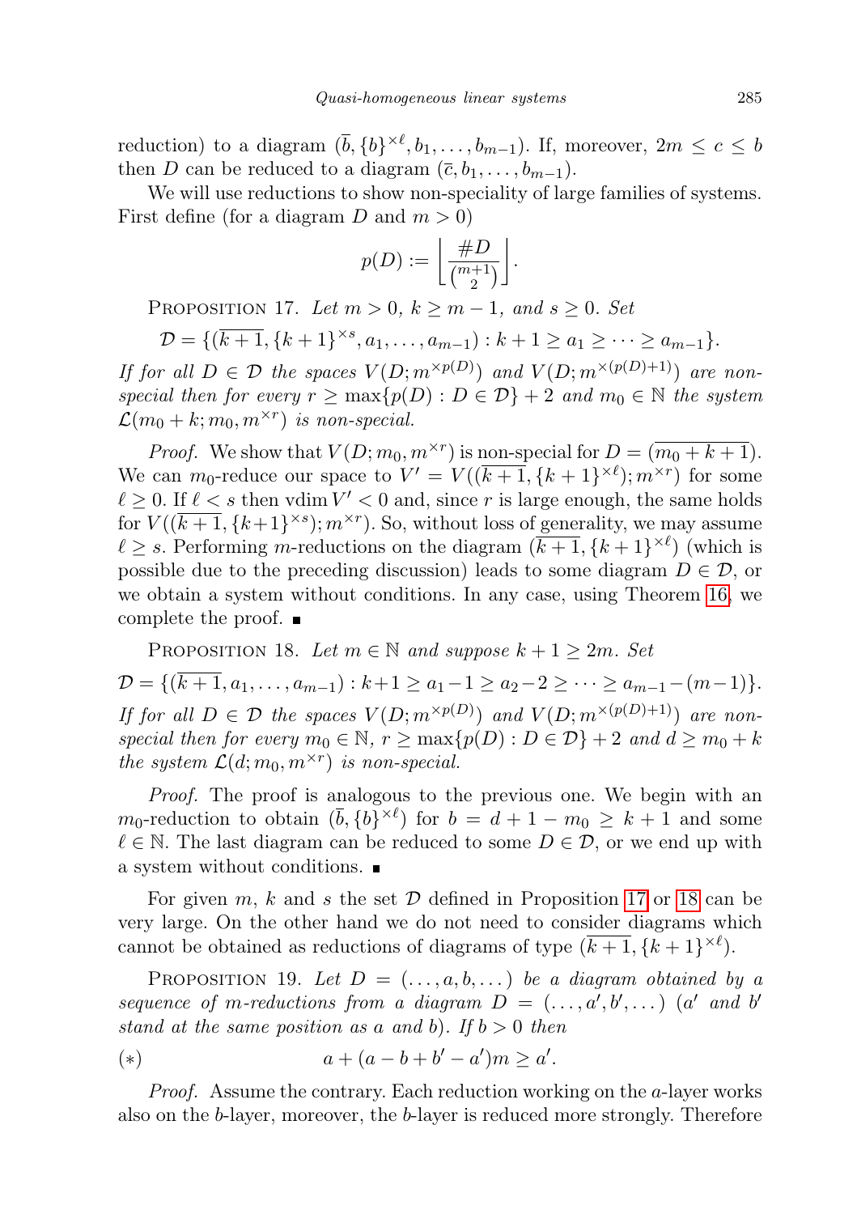reduction) to a diagram $(\overline{b}, \{b\}^{\times \ell}, b_1, \ldots, b_{m-1})$. If, moreover, $2m \leq c \leq b$ then $D$ can be reduced to a diagram $(\overline{c}, b_1, \ldots, b_{m-1})$.

We will use reductions to show non-speciality of large families of systems. First define (for a diagram $D$ and $m > 0$)

$$p(D) := \left\lfloor \frac{\#D}{\binom{m+1}{2}} \right\rfloor.$$

Proposition 17. *Let $m > 0$, $k \geq m-1$, and $s \geq 0$. Set*

$$\mathcal{D} = \{(\overline{k+1}, \{k+1\}^{\times s}, a_1, \ldots, a_{m-1}) : k+1 \geq a_1 \geq \cdots \geq a_{m-1}\}.$$

*If for all $D \in \mathcal{D}$ the spaces $V(D; m^{\times p(D)})$ and $V(D; m^{\times (p(D)+1)})$ are non-special then for every $r \geq \max\{p(D) : D \in \mathcal{D}\} + 2$ and $m_0 \in \mathbb{N}$ the system $\mathcal{L}(m_0 + k; m_0, m^{\times r})$ is non-special.*

*Proof.* We show that $V(D; m_0, m^{\times r})$ is non-special for $D = (\overline{m_0 + k + 1})$. We can $m_0$-reduce our space to $V' = V((\overline{k+1}, \{k+1\}^{\times \ell}); m^{\times r})$ for some $\ell \geq 0$. If $\ell < s$ then $\operatorname{vdim} V' < 0$ and, since $r$ is large enough, the same holds for $V((\overline{k+1}, \{k+1\}^{\times s}); m^{\times r})$. So, without loss of generality, we may assume $\ell \geq s$. Performing $m$-reductions on the diagram $(\overline{k+1}, \{k+1\}^{\times \ell})$ (which is possible due to the preceding discussion) leads to some diagram $D \in \mathcal{D}$, or we obtain a system without conditions. In any case, using Theorem 16, we complete the proof. ∎

Proposition 18. *Let $m \in \mathbb{N}$ and suppose $k+1 \geq 2m$. Set*

$$\mathcal{D} = \{(\overline{k+1}, a_1, \ldots, a_{m-1}) : k+1 \geq a_1 - 1 \geq a_2 - 2 \geq \cdots \geq a_{m-1} - (m-1)\}.$$

*If for all $D \in \mathcal{D}$ the spaces $V(D; m^{\times p(D)})$ and $V(D; m^{\times (p(D)+1)})$ are non-special then for every $m_0 \in \mathbb{N}$, $r \geq \max\{p(D) : D \in \mathcal{D}\} + 2$ and $d \geq m_0 + k$ the system $\mathcal{L}(d; m_0, m^{\times r})$ is non-special.*

*Proof.* The proof is analogous to the previous one. We begin with an $m_0$-reduction to obtain $(\overline{b}, \{b\}^{\times \ell})$ for $b = d + 1 - m_0 \geq k+1$ and some $\ell \in \mathbb{N}$. The last diagram can be reduced to some $D \in \mathcal{D}$, or we end up with a system without conditions. ∎

For given $m$, $k$ and $s$ the set $\mathcal{D}$ defined in Proposition 17 or 18 can be very large. On the other hand we do not need to consider diagrams which cannot be obtained as reductions of diagrams of type $(\overline{k+1}, \{k+1\}^{\times \ell})$.

Proposition 19. *Let $D = (\ldots, a, b, \ldots)$ be a diagram obtained by a sequence of $m$-reductions from a diagram $D = (\ldots, a', b', \ldots)$ ($a'$ and $b'$ stand at the same position as $a$ and $b$). If $b > 0$ then*

$$a + (a - b + b' - a')m \geq a'. \qquad (*)$$

*Proof.* Assume the contrary. Each reduction working on the $a$-layer works also on the $b$-layer, moreover, the $b$-layer is reduced more strongly. Therefore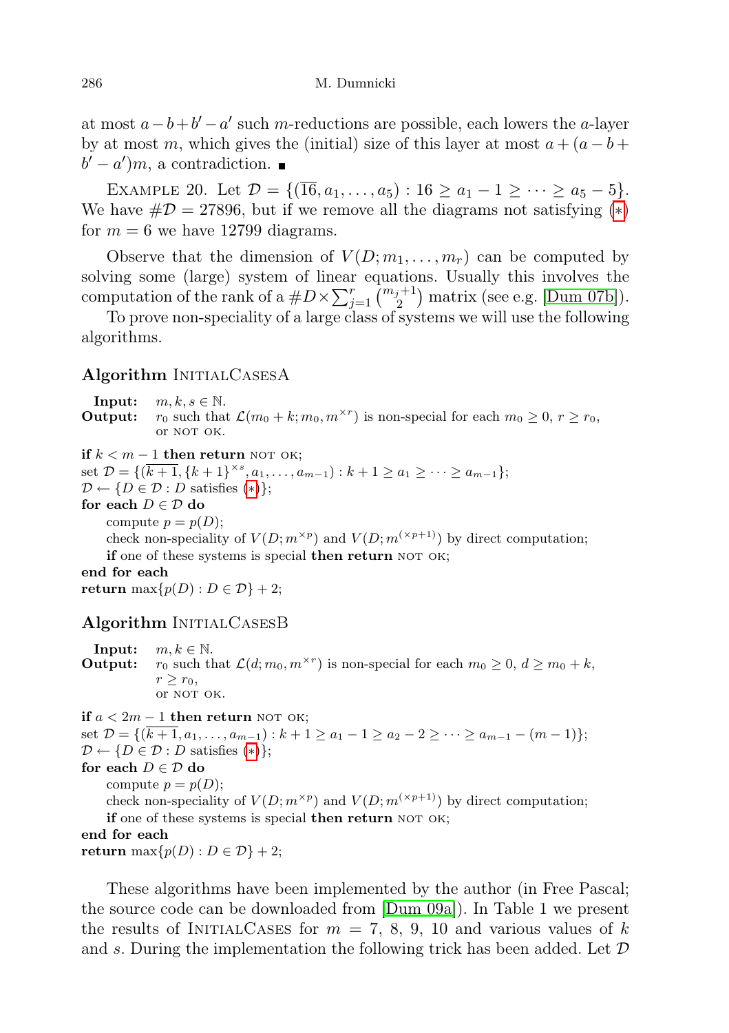at most $a-b+b'-a'$ such $m$-reductions are possible, each lowers the $a$-layer by at most $m$, which gives the (initial) size of this layer at most $a+(a-b+b'-a')m$, a contradiction. ■

Example 20. Let $\mathcal{D} = \{(\overline{16}, a_1, \ldots, a_5) : 16 \geq a_1 - 1 \geq \cdots \geq a_5 - 5\}$. We have $\#\mathcal{D} = 27896$, but if we remove all the diagrams not satisfying (*) for $m = 6$ we have 12799 diagrams.

Observe that the dimension of $V(D; m_1, \ldots, m_r)$ can be computed by solving some (large) system of linear equations. Usually this involves the computation of the rank of a $\#D \times \sum_{j=1}^{r} \binom{m_j+1}{2}$ matrix (see e.g. [Dum 07b]).

To prove non-speciality of a large class of systems we will use the following algorithms.

**Algorithm** InitialCasesA

**Input:** $m, k, s \in \mathbb{N}$.
**Output:** $r_0$ such that $\mathcal{L}(m_0 + k; m_0, m^{\times r})$ is non-special for each $m_0 \geq 0$, $r \geq r_0$, or not ok.

**if** $k < m - 1$ **then return** not ok;
set $\mathcal{D} = \{(\overline{k+1}, \{k+1\}^{\times s}, a_1, \ldots, a_{m-1}) : k+1 \geq a_1 \geq \cdots \geq a_{m-1}\}$;
$\mathcal{D} \leftarrow \{D \in \mathcal{D} : D$ satisfies (*)$\}$;
**for each** $D \in \mathcal{D}$ **do**
  compute $p = p(D)$;
  check non-speciality of $V(D; m^{\times p})$ and $V(D; m^{(\times p+1)})$ by direct computation;
  **if** one of these systems is special **then return** not ok;
**end for each**
**return** $\max\{p(D) : D \in \mathcal{D}\} + 2$;

**Algorithm** InitialCasesB

**Input:** $m, k \in \mathbb{N}$.
**Output:** $r_0$ such that $\mathcal{L}(d; m_0, m^{\times r})$ is non-special for each $m_0 \geq 0$, $d \geq m_0 + k$, $r \geq r_0$, or not ok.

**if** $a < 2m - 1$ **then return** not ok;
set $\mathcal{D} = \{(\overline{k+1}, a_1, \ldots, a_{m-1}) : k+1 \geq a_1 - 1 \geq a_2 - 2 \geq \cdots \geq a_{m-1} - (m-1)\}$;
$\mathcal{D} \leftarrow \{D \in \mathcal{D} : D$ satisfies (*)$\}$;
**for each** $D \in \mathcal{D}$ **do**
  compute $p = p(D)$;
  check non-speciality of $V(D; m^{\times p})$ and $V(D; m^{(\times p+1)})$ by direct computation;
  **if** one of these systems is special **then return** not ok;
**end for each**
**return** $\max\{p(D) : D \in \mathcal{D}\} + 2$;

These algorithms have been implemented by the author (in Free Pascal; the source code can be downloaded from [Dum 09a]). In Table 1 we present the results of InitialCases for $m = 7, 8, 9, 10$ and various values of $k$ and $s$. During the implementation the following trick has been added. Let $\mathcal{D}$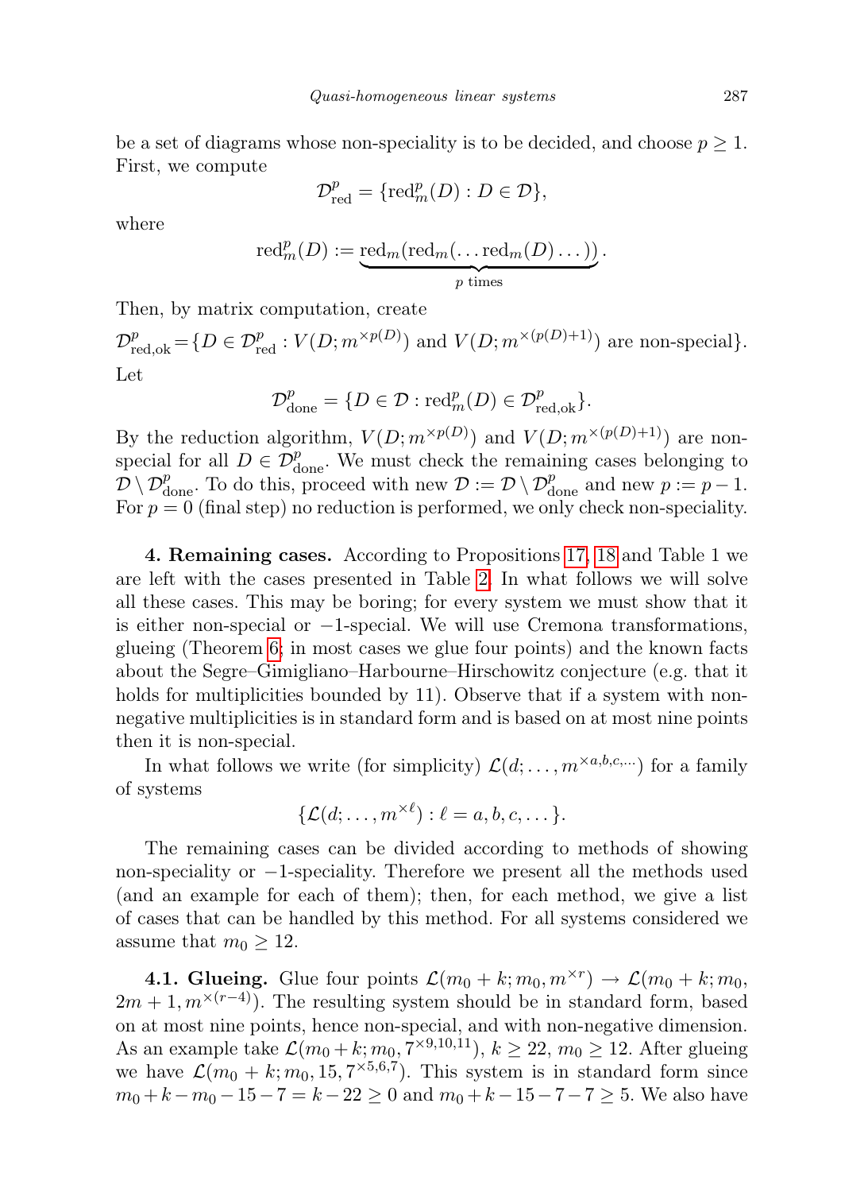be a set of diagrams whose non-speciality is to be decided, and choose $p \geq 1$. First, we compute

$$\mathcal{D}^p_{\mathrm{red}} = \{\mathrm{red}^p_m(D) : D \in \mathcal{D}\},$$

where

$$\mathrm{red}^p_m(D) := \underbrace{\mathrm{red}_m(\mathrm{red}_m(\ldots \mathrm{red}_m(D)\ldots))}_{p \text{ times}}.$$

Then, by matrix computation, create

$\mathcal{D}^p_{\mathrm{red,ok}} = \{D \in \mathcal{D}^p_{\mathrm{red}} : V(D; m^{\times p(D)})$ and $V(D; m^{\times (p(D)+1)})$ are non-special$\}$.

Let

$$\mathcal{D}^p_{\mathrm{done}} = \{D \in \mathcal{D} : \mathrm{red}^p_m(D) \in \mathcal{D}^p_{\mathrm{red,ok}}\}.$$

By the reduction algorithm, $V(D; m^{\times p(D)})$ and $V(D; m^{\times (p(D)+1)})$ are non-special for all $D \in \mathcal{D}^p_{\mathrm{done}}$. We must check the remaining cases belonging to $\mathcal{D} \setminus \mathcal{D}^p_{\mathrm{done}}$. To do this, proceed with new $\mathcal{D} := \mathcal{D} \setminus \mathcal{D}^p_{\mathrm{done}}$ and new $p := p - 1$. For $p = 0$ (final step) no reduction is performed, we only check non-speciality.

**4. Remaining cases.** According to Propositions 17, 18 and Table 1 we are left with the cases presented in Table 2. In what follows we will solve all these cases. This may be boring; for every system we must show that it is either non-special or $-1$-special. We will use Cremona transformations, glueing (Theorem 6; in most cases we glue four points) and the known facts about the Segre–Gimigliano–Harbourne–Hirschowitz conjecture (e.g. that it holds for multiplicities bounded by 11). Observe that if a system with non-negative multiplicities is in standard form and is based on at most nine points then it is non-special.

In what follows we write (for simplicity) $\mathcal{L}(d; \ldots, m^{\times a,b,c,\ldots})$ for a family of systems

$$\{\mathcal{L}(d; \ldots, m^{\times \ell}) : \ell = a, b, c, \ldots\}.$$

The remaining cases can be divided according to methods of showing non-speciality or $-1$-speciality. Therefore we present all the methods used (and an example for each of them); then, for each method, we give a list of cases that can be handled by this method. For all systems considered we assume that $m_0 \geq 12$.

**4.1. Glueing.** Glue four points $\mathcal{L}(m_0 + k; m_0, m^{\times r}) \to \mathcal{L}(m_0 + k; m_0, 2m + 1, m^{\times (r-4)})$. The resulting system should be in standard form, based on at most nine points, hence non-special, and with non-negative dimension. As an example take $\mathcal{L}(m_0 + k; m_0, 7^{\times 9,10,11})$, $k \geq 22$, $m_0 \geq 12$. After glueing we have $\mathcal{L}(m_0 + k; m_0, 15, 7^{\times 5,6,7})$. This system is in standard form since $m_0 + k - m_0 - 15 - 7 = k - 22 \geq 0$ and $m_0 + k - 15 - 7 - 7 \geq 5$. We also have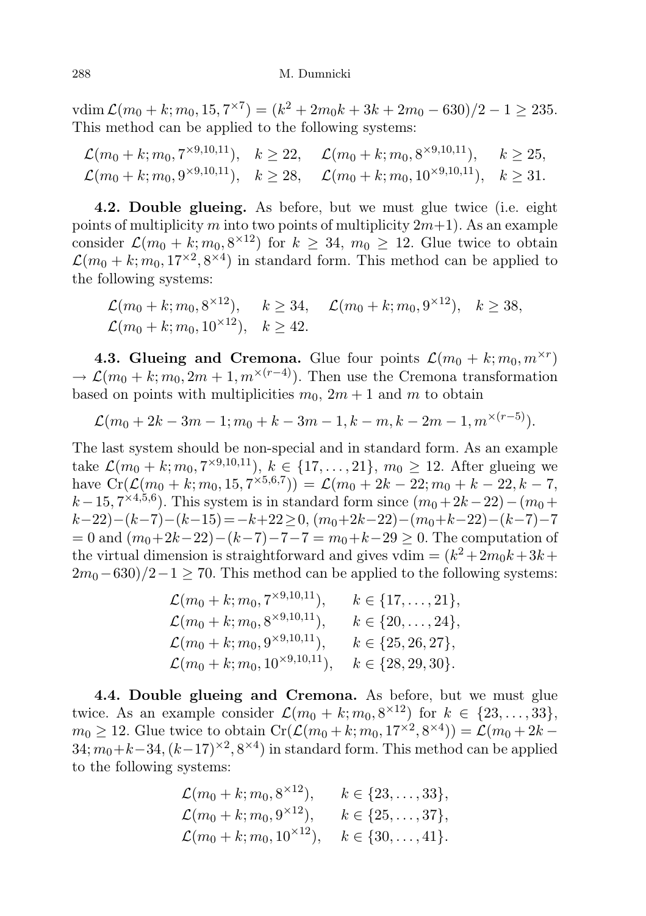$\operatorname{vdim} \mathcal{L}(m_0 + k; m_0, 15, 7^{\times 7}) = (k^2 + 2m_0k + 3k + 2m_0 - 630)/2 - 1 \geq 235$. This method can be applied to the following systems:

$$\mathcal{L}(m_0 + k; m_0, 7^{\times 9,10,11}), \quad k \geq 22, \quad \mathcal{L}(m_0 + k; m_0, 8^{\times 9,10,11}), \quad k \geq 25,$$
$$\mathcal{L}(m_0 + k; m_0, 9^{\times 9,10,11}), \quad k \geq 28, \quad \mathcal{L}(m_0 + k; m_0, 10^{\times 9,10,11}), \quad k \geq 31.$$

**4.2. Double glueing.** As before, but we must glue twice (i.e. eight points of multiplicity $m$ into two points of multiplicity $2m+1$). As an example consider $\mathcal{L}(m_0 + k; m_0, 8^{\times 12})$ for $k \geq 34$, $m_0 \geq 12$. Glue twice to obtain $\mathcal{L}(m_0 + k; m_0, 17^{\times 2}, 8^{\times 4})$ in standard form. This method can be applied to the following systems:

$$\mathcal{L}(m_0 + k; m_0, 8^{\times 12}), \quad k \geq 34, \quad \mathcal{L}(m_0 + k; m_0, 9^{\times 12}), \quad k \geq 38,$$
$$\mathcal{L}(m_0 + k; m_0, 10^{\times 12}), \quad k \geq 42.$$

**4.3. Glueing and Cremona.** Glue four points $\mathcal{L}(m_0 + k; m_0, m^{\times r}) \to \mathcal{L}(m_0 + k; m_0, 2m + 1, m^{\times (r-4)})$. Then use the Cremona transformation based on points with multiplicities $m_0$, $2m + 1$ and $m$ to obtain

$$\mathcal{L}(m_0 + 2k - 3m - 1; m_0 + k - 3m - 1, k - m, k - 2m - 1, m^{\times (r-5)}).$$

The last system should be non-special and in standard form. As an example take $\mathcal{L}(m_0 + k; m_0, 7^{\times 9,10,11})$, $k \in \{17, \ldots, 21\}$, $m_0 \geq 12$. After glueing we have $\operatorname{Cr}(\mathcal{L}(m_0 + k; m_0, 15, 7^{\times 5,6,7})) = \mathcal{L}(m_0 + 2k - 22; m_0 + k - 22, k - 7, k - 15, 7^{\times 4,5,6})$. This system is in standard form since $(m_0 + 2k - 22) - (m_0 + k - 22) - (k - 7) - (k - 15) = -k + 22 \geq 0$, $(m_0 + 2k - 22) - (m_0 + k - 22) - (k - 7) - 7 = 0$ and $(m_0 + 2k - 22) - (k - 7) - 7 - 7 = m_0 + k - 29 \geq 0$. The computation of the virtual dimension is straightforward and gives $\operatorname{vdim} = (k^2 + 2m_0k + 3k + 2m_0 - 630)/2 - 1 \geq 70$. This method can be applied to the following systems:

$$\begin{aligned}
&\mathcal{L}(m_0 + k; m_0, 7^{\times 9,10,11}), && k \in \{17, \ldots, 21\},\\
&\mathcal{L}(m_0 + k; m_0, 8^{\times 9,10,11}), && k \in \{20, \ldots, 24\},\\
&\mathcal{L}(m_0 + k; m_0, 9^{\times 9,10,11}), && k \in \{25, 26, 27\},\\
&\mathcal{L}(m_0 + k; m_0, 10^{\times 9,10,11}), && k \in \{28, 29, 30\}.
\end{aligned}$$

**4.4. Double glueing and Cremona.** As before, but we must glue twice. As an example consider $\mathcal{L}(m_0 + k; m_0, 8^{\times 12})$ for $k \in \{23, \ldots, 33\}$, $m_0 \geq 12$. Glue twice to obtain $\operatorname{Cr}(\mathcal{L}(m_0 + k; m_0, 17^{\times 2}, 8^{\times 4})) = \mathcal{L}(m_0 + 2k - 34; m_0 + k - 34, (k - 17)^{\times 2}, 8^{\times 4})$ in standard form. This method can be applied to the following systems:

$$\begin{aligned}
&\mathcal{L}(m_0 + k; m_0, 8^{\times 12}), && k \in \{23, \ldots, 33\},\\
&\mathcal{L}(m_0 + k; m_0, 9^{\times 12}), && k \in \{25, \ldots, 37\},\\
&\mathcal{L}(m_0 + k; m_0, 10^{\times 12}), && k \in \{30, \ldots, 41\}.
\end{aligned}$$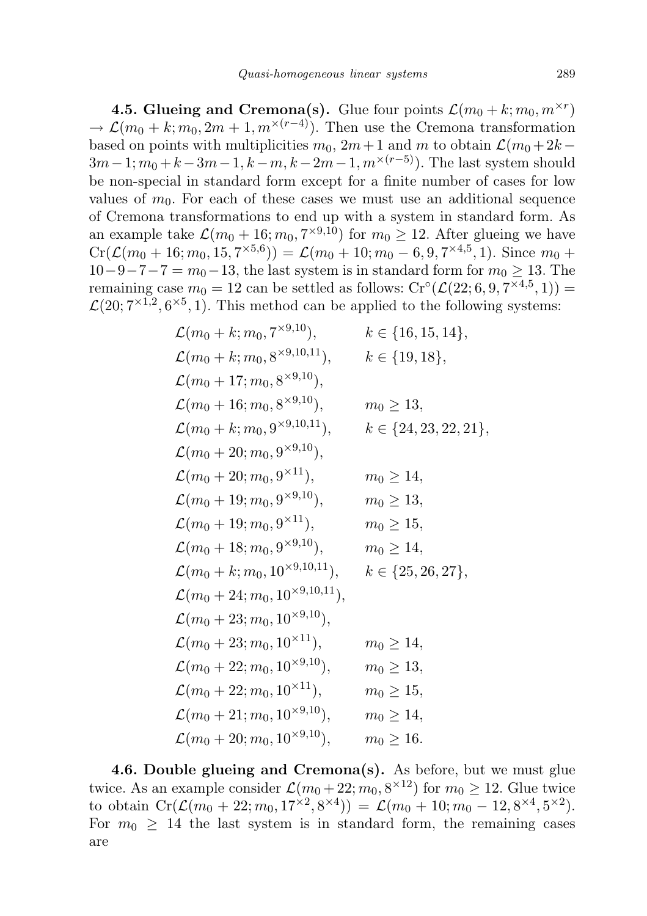**4.5. Glueing and Cremona(s).** Glue four points $\mathcal{L}(m_0+k; m_0, m^{\times r}) \to \mathcal{L}(m_0+k; m_0, 2m+1, m^{\times(r-4)})$. Then use the Cremona transformation based on points with multiplicities $m_0$, $2m+1$ and $m$ to obtain $\mathcal{L}(m_0+2k-3m-1; m_0+k-3m-1, k-m, k-2m-1, m^{\times(r-5)})$. The last system should be non-special in standard form except for a finite number of cases for low values of $m_0$. For each of these cases we must use an additional sequence of Cremona transformations to end up with a system in standard form. As an example take $\mathcal{L}(m_0+16; m_0, 7^{\times 9,10})$ for $m_0 \geq 12$. After glueing we have $\mathrm{Cr}(\mathcal{L}(m_0+16; m_0, 15, 7^{\times 5,6})) = \mathcal{L}(m_0+10; m_0-6, 9, 7^{\times 4,5}, 1)$. Since $m_0 + 10 - 9 - 7 - 7 = m_0 - 13$, the last system is in standard form for $m_0 \geq 13$. The remaining case $m_0 = 12$ can be settled as follows: $\mathrm{Cr}^{\circ}(\mathcal{L}(22; 6, 9, 7^{\times 4,5}, 1)) = \mathcal{L}(20; 7^{\times 1,2}, 6^{\times 5}, 1)$. This method can be applied to the following systems:

$$
\begin{array}{ll}
\mathcal{L}(m_0+k; m_0, 7^{\times 9,10}), & k \in \{16, 15, 14\}, \\
\mathcal{L}(m_0+k; m_0, 8^{\times 9,10,11}), & k \in \{19, 18\}, \\
\mathcal{L}(m_0+17; m_0, 8^{\times 9,10}), & \\
\mathcal{L}(m_0+16; m_0, 8^{\times 9,10}), & m_0 \geq 13, \\
\mathcal{L}(m_0+k; m_0, 9^{\times 9,10,11}), & k \in \{24, 23, 22, 21\}, \\
\mathcal{L}(m_0+20; m_0, 9^{\times 9,10}), & \\
\mathcal{L}(m_0+20; m_0, 9^{\times 11}), & m_0 \geq 14, \\
\mathcal{L}(m_0+19; m_0, 9^{\times 9,10}), & m_0 \geq 13, \\
\mathcal{L}(m_0+19; m_0, 9^{\times 11}), & m_0 \geq 15, \\
\mathcal{L}(m_0+18; m_0, 9^{\times 9,10}), & m_0 \geq 14, \\
\mathcal{L}(m_0+k; m_0, 10^{\times 9,10,11}), & k \in \{25, 26, 27\}, \\
\mathcal{L}(m_0+24; m_0, 10^{\times 9,10,11}), & \\
\mathcal{L}(m_0+23; m_0, 10^{\times 9,10}), & \\
\mathcal{L}(m_0+23; m_0, 10^{\times 11}), & m_0 \geq 14, \\
\mathcal{L}(m_0+22; m_0, 10^{\times 9,10}), & m_0 \geq 13, \\
\mathcal{L}(m_0+22; m_0, 10^{\times 11}), & m_0 \geq 15, \\
\mathcal{L}(m_0+21; m_0, 10^{\times 9,10}), & m_0 \geq 14, \\
\mathcal{L}(m_0+20; m_0, 10^{\times 9,10}), & m_0 \geq 16.
\end{array}
$$

**4.6. Double glueing and Cremona(s).** As before, but we must glue twice. As an example consider $\mathcal{L}(m_0+22; m_0, 8^{\times 12})$ for $m_0 \geq 12$. Glue twice to obtain $\mathrm{Cr}(\mathcal{L}(m_0+22; m_0, 17^{\times 2}, 8^{\times 4})) = \mathcal{L}(m_0+10; m_0-12, 8^{\times 4}, 5^{\times 2})$. For $m_0 \geq 14$ the last system is in standard form, the remaining cases are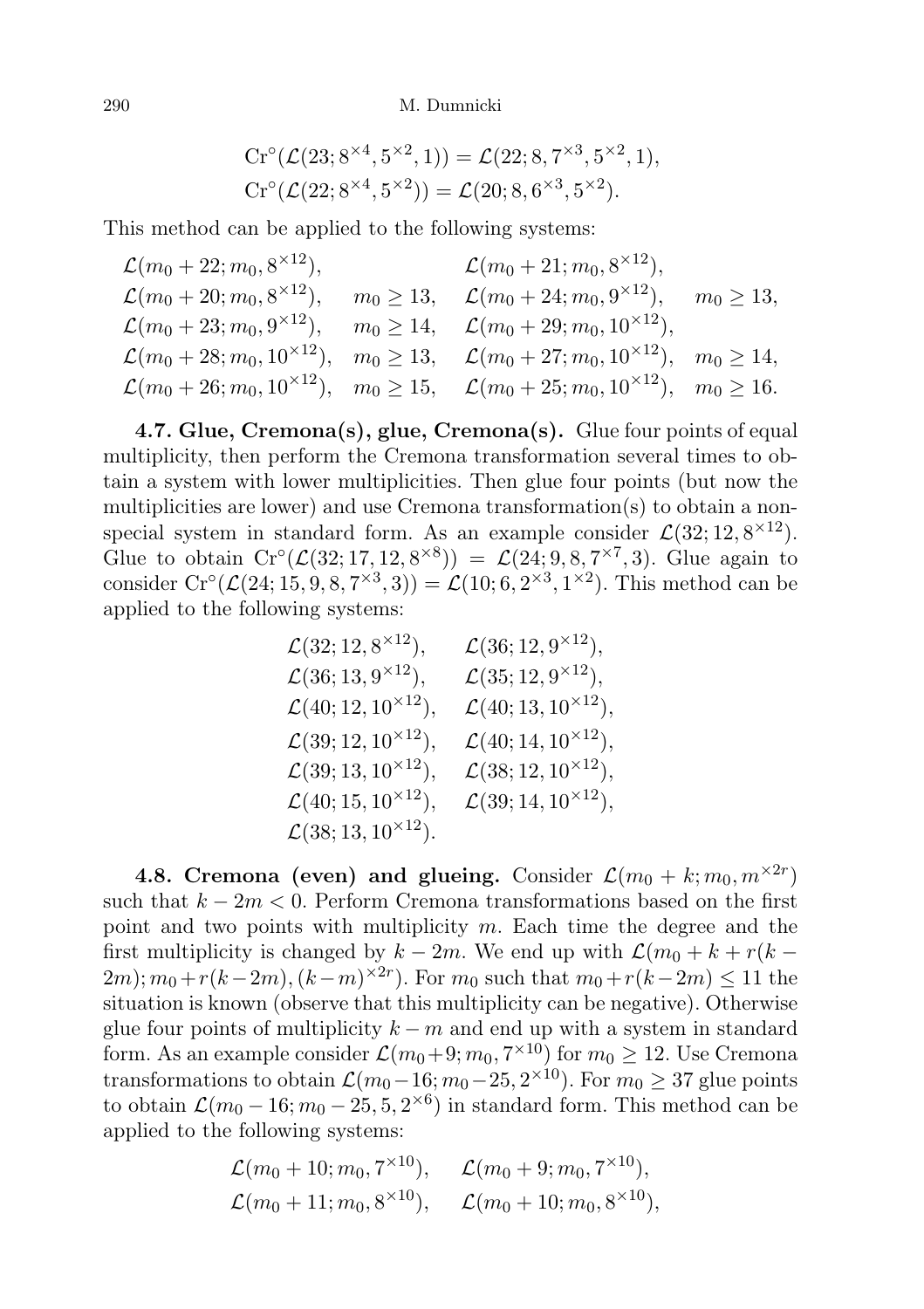$$\mathrm{Cr}^\circ(\mathcal{L}(23; 8^{\times 4}, 5^{\times 2}, 1)) = \mathcal{L}(22; 8, 7^{\times 3}, 5^{\times 2}, 1),$$
$$\mathrm{Cr}^\circ(\mathcal{L}(22; 8^{\times 4}, 5^{\times 2})) = \mathcal{L}(20; 8, 6^{\times 3}, 5^{\times 2}).$$

This method can be applied to the following systems:

$$\begin{array}{llll}
\mathcal{L}(m_0+22; m_0, 8^{\times 12}), & & \mathcal{L}(m_0+21; m_0, 8^{\times 12}), & \\
\mathcal{L}(m_0+20; m_0, 8^{\times 12}), & m_0 \geq 13, & \mathcal{L}(m_0+24; m_0, 9^{\times 12}), & m_0 \geq 13, \\
\mathcal{L}(m_0+23; m_0, 9^{\times 12}), & m_0 \geq 14, & \mathcal{L}(m_0+29; m_0, 10^{\times 12}), & \\
\mathcal{L}(m_0+28; m_0, 10^{\times 12}), & m_0 \geq 13, & \mathcal{L}(m_0+27; m_0, 10^{\times 12}), & m_0 \geq 14, \\
\mathcal{L}(m_0+26; m_0, 10^{\times 12}), & m_0 \geq 15, & \mathcal{L}(m_0+25; m_0, 10^{\times 12}), & m_0 \geq 16.
\end{array}$$

**4.7. Glue, Cremona(s), glue, Cremona(s).** Glue four points of equal multiplicity, then perform the Cremona transformation several times to obtain a system with lower multiplicities. Then glue four points (but now the multiplicities are lower) and use Cremona transformation(s) to obtain a non-special system in standard form. As an example consider $\mathcal{L}(32; 12, 8^{\times 12})$. Glue to obtain $\mathrm{Cr}^\circ(\mathcal{L}(32; 17, 12, 8^{\times 8})) = \mathcal{L}(24; 9, 8, 7^{\times 7}, 3)$. Glue again to consider $\mathrm{Cr}^\circ(\mathcal{L}(24; 15, 9, 8, 7^{\times 3}, 3)) = \mathcal{L}(10; 6, 2^{\times 3}, 1^{\times 2})$. This method can be applied to the following systems:

$$\begin{array}{ll}
\mathcal{L}(32; 12, 8^{\times 12}), & \mathcal{L}(36; 12, 9^{\times 12}), \\
\mathcal{L}(36; 13, 9^{\times 12}), & \mathcal{L}(35; 12, 9^{\times 12}), \\
\mathcal{L}(40; 12, 10^{\times 12}), & \mathcal{L}(40; 13, 10^{\times 12}), \\
\mathcal{L}(39; 12, 10^{\times 12}), & \mathcal{L}(40; 14, 10^{\times 12}), \\
\mathcal{L}(39; 13, 10^{\times 12}), & \mathcal{L}(38; 12, 10^{\times 12}), \\
\mathcal{L}(40; 15, 10^{\times 12}), & \mathcal{L}(39; 14, 10^{\times 12}), \\
\mathcal{L}(38; 13, 10^{\times 12}). &
\end{array}$$

**4.8. Cremona (even) and glueing.** Consider $\mathcal{L}(m_0 + k; m_0, m^{\times 2r})$ such that $k - 2m < 0$. Perform Cremona transformations based on the first point and two points with multiplicity $m$. Each time the degree and the first multiplicity is changed by $k - 2m$. We end up with $\mathcal{L}(m_0 + k + r(k - 2m); m_0 + r(k-2m), (k-m)^{\times 2r})$. For $m_0$ such that $m_0 + r(k-2m) \leq 11$ the situation is known (observe that this multiplicity can be negative). Otherwise glue four points of multiplicity $k - m$ and end up with a system in standard form. As an example consider $\mathcal{L}(m_0+9; m_0, 7^{\times 10})$ for $m_0 \geq 12$. Use Cremona transformations to obtain $\mathcal{L}(m_0-16; m_0-25, 2^{\times 10})$. For $m_0 \geq 37$ glue points to obtain $\mathcal{L}(m_0 - 16; m_0 - 25, 5, 2^{\times 6})$ in standard form. This method can be applied to the following systems:

$$\begin{array}{ll}
\mathcal{L}(m_0+10; m_0, 7^{\times 10}), & \mathcal{L}(m_0+9; m_0, 7^{\times 10}), \\
\mathcal{L}(m_0+11; m_0, 8^{\times 10}), & \mathcal{L}(m_0+10; m_0, 8^{\times 10}),
\end{array}$$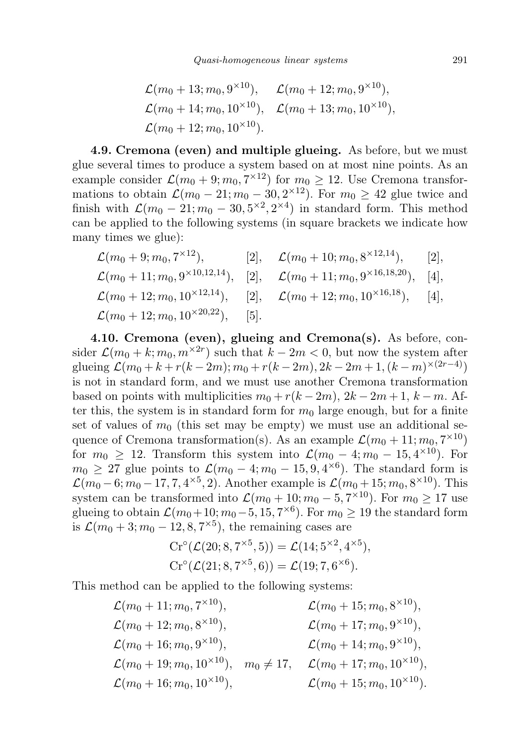$$\mathcal{L}(m_0+13; m_0, 9^{\times 10}), \quad \mathcal{L}(m_0+12; m_0, 9^{\times 10}),$$
$$\mathcal{L}(m_0+14; m_0, 10^{\times 10}), \quad \mathcal{L}(m_0+13; m_0, 10^{\times 10}),$$
$$\mathcal{L}(m_0+12; m_0, 10^{\times 10}).$$

**4.9. Cremona (even) and multiple glueing.** As before, but we must glue several times to produce a system based on at most nine points. As an example consider $\mathcal{L}(m_0+9; m_0, 7^{\times 12})$ for $m_0 \geq 12$. Use Cremona transformations to obtain $\mathcal{L}(m_0-21; m_0-30, 2^{\times 12})$. For $m_0 \geq 42$ glue twice and finish with $\mathcal{L}(m_0-21; m_0-30, 5^{\times 2}, 2^{\times 4})$ in standard form. This method can be applied to the following systems (in square brackets we indicate how many times we glue):

$$\mathcal{L}(m_0+9; m_0, 7^{\times 12}), \quad [2], \quad \mathcal{L}(m_0+10; m_0, 8^{\times 12,14}), \quad [2],$$
$$\mathcal{L}(m_0+11; m_0, 9^{\times 10,12,14}), \quad [2], \quad \mathcal{L}(m_0+11; m_0, 9^{\times 16,18,20}), \quad [4],$$
$$\mathcal{L}(m_0+12; m_0, 10^{\times 12,14}), \quad [2], \quad \mathcal{L}(m_0+12; m_0, 10^{\times 16,18}), \quad [4],$$
$$\mathcal{L}(m_0+12; m_0, 10^{\times 20,22}), \quad [5].$$

**4.10. Cremona (even), glueing and Cremona(s).** As before, consider $\mathcal{L}(m_0+k; m_0, m^{\times 2r})$ such that $k-2m < 0$, but now the system after glueing $\mathcal{L}(m_0+k+r(k-2m); m_0+r(k-2m), 2k-2m+1, (k-m)^{\times(2r-4)})$ is not in standard form, and we must use another Cremona transformation based on points with multiplicities $m_0+r(k-2m)$, $2k-2m+1$, $k-m$. After this, the system is in standard form for $m_0$ large enough, but for a finite set of values of $m_0$ (this set may be empty) we must use an additional sequence of Cremona transformation(s). As an example $\mathcal{L}(m_0+11; m_0, 7^{\times 10})$ for $m_0 \geq 12$. Transform this system into $\mathcal{L}(m_0-4; m_0-15, 4^{\times 10})$. For $m_0 \geq 27$ glue points to $\mathcal{L}(m_0-4; m_0-15, 9, 4^{\times 6})$. The standard form is $\mathcal{L}(m_0-6; m_0-17, 7, 4^{\times 5}, 2)$. Another example is $\mathcal{L}(m_0+15; m_0, 8^{\times 10})$. This system can be transformed into $\mathcal{L}(m_0+10; m_0-5, 7^{\times 10})$. For $m_0 \geq 17$ use glueing to obtain $\mathcal{L}(m_0+10; m_0-5, 15, 7^{\times 6})$. For $m_0 \geq 19$ the standard form is $\mathcal{L}(m_0+3; m_0-12, 8, 7^{\times 5})$, the remaining cases are

$$\mathrm{Cr}^{\circ}(\mathcal{L}(20; 8, 7^{\times 5}, 5)) = \mathcal{L}(14; 5^{\times 2}, 4^{\times 5}),$$
$$\mathrm{Cr}^{\circ}(\mathcal{L}(21; 8, 7^{\times 5}, 6)) = \mathcal{L}(19; 7, 6^{\times 6}).$$

This method can be applied to the following systems:

$$\mathcal{L}(m_0+11; m_0, 7^{\times 10}), \qquad \mathcal{L}(m_0+15; m_0, 8^{\times 10}),$$
$$\mathcal{L}(m_0+12; m_0, 8^{\times 10}), \qquad \mathcal{L}(m_0+17; m_0, 9^{\times 10}),$$
$$\mathcal{L}(m_0+16; m_0, 9^{\times 10}), \qquad \mathcal{L}(m_0+14; m_0, 9^{\times 10}),$$
$$\mathcal{L}(m_0+19; m_0, 10^{\times 10}), \quad m_0 \neq 17, \qquad \mathcal{L}(m_0+17; m_0, 10^{\times 10}),$$
$$\mathcal{L}(m_0+16; m_0, 10^{\times 10}), \qquad \mathcal{L}(m_0+15; m_0, 10^{\times 10}).$$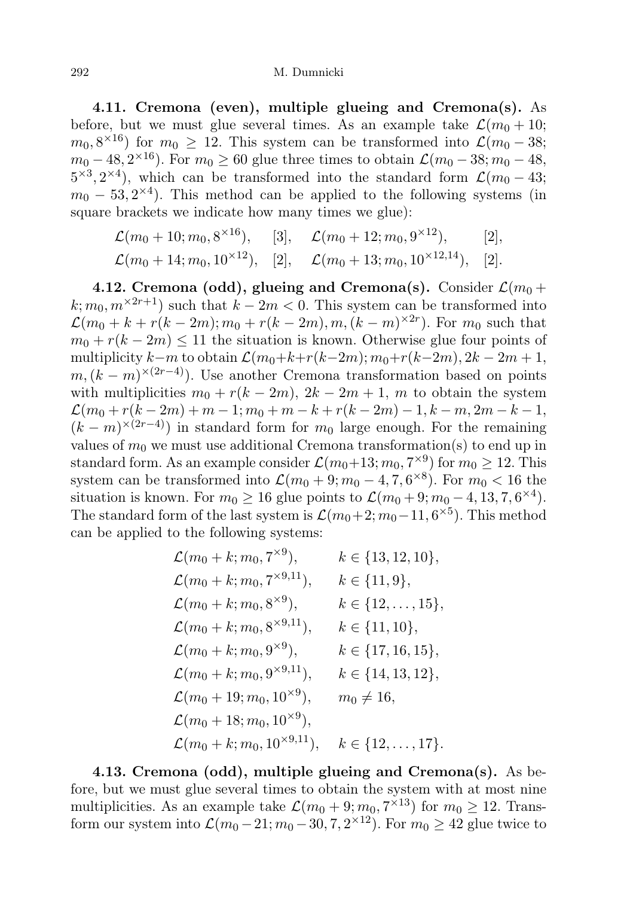**4.11. Cremona (even), multiple glueing and Cremona(s).** As before, but we must glue several times. As an example take $\mathcal{L}(m_0+10; m_0, 8^{\times 16})$ for $m_0 \geq 12$. This system can be transformed into $\mathcal{L}(m_0-38; m_0-48, 2^{\times 16})$. For $m_0 \geq 60$ glue three times to obtain $\mathcal{L}(m_0-38; m_0-48, 5^{\times 3}, 2^{\times 4})$, which can be transformed into the standard form $\mathcal{L}(m_0-43; m_0-53, 2^{\times 4})$. This method can be applied to the following systems (in square brackets we indicate how many times we glue):

$$\mathcal{L}(m_0+10; m_0, 8^{\times 16}), \quad [3], \quad \mathcal{L}(m_0+12; m_0, 9^{\times 12}), \quad [2],$$
$$\mathcal{L}(m_0+14; m_0, 10^{\times 12}), \quad [2], \quad \mathcal{L}(m_0+13; m_0, 10^{\times 12,14}), \quad [2].$$

**4.12. Cremona (odd), glueing and Cremona(s).** Consider $\mathcal{L}(m_0+k; m_0, m^{\times 2r+1})$ such that $k-2m<0$. This system can be transformed into $\mathcal{L}(m_0+k+r(k-2m); m_0+r(k-2m), m, (k-m)^{\times 2r})$. For $m_0$ such that $m_0+r(k-2m) \leq 11$ the situation is known. Otherwise glue four points of multiplicity $k-m$ to obtain $\mathcal{L}(m_0+k+r(k-2m); m_0+r(k-2m), 2k-2m+1, m, (k-m)^{\times(2r-4)})$. Use another Cremona transformation based on points with multiplicities $m_0+r(k-2m)$, $2k-2m+1$, $m$ to obtain the system $\mathcal{L}(m_0+r(k-2m)+m-1; m_0+m-k+r(k-2m)-1, k-m, 2m-k-1, (k-m)^{\times(2r-4)})$ in standard form for $m_0$ large enough. For the remaining values of $m_0$ we must use additional Cremona transformation(s) to end up in standard form. As an example consider $\mathcal{L}(m_0+13; m_0, 7^{\times 9})$ for $m_0 \geq 12$. This system can be transformed into $\mathcal{L}(m_0+9; m_0-4, 7, 6^{\times 8})$. For $m_0<16$ the situation is known. For $m_0 \geq 16$ glue points to $\mathcal{L}(m_0+9; m_0-4, 13, 7, 6^{\times 4})$. The standard form of the last system is $\mathcal{L}(m_0+2; m_0-11, 6^{\times 5})$. This method can be applied to the following systems:

$$\begin{array}{ll}
\mathcal{L}(m_0+k; m_0, 7^{\times 9}), & k \in \{13, 12, 10\}, \\
\mathcal{L}(m_0+k; m_0, 7^{\times 9,11}), & k \in \{11, 9\}, \\
\mathcal{L}(m_0+k; m_0, 8^{\times 9}), & k \in \{12, \ldots, 15\}, \\
\mathcal{L}(m_0+k; m_0, 8^{\times 9,11}), & k \in \{11, 10\}, \\
\mathcal{L}(m_0+k; m_0, 9^{\times 9}), & k \in \{17, 16, 15\}, \\
\mathcal{L}(m_0+k; m_0, 9^{\times 9,11}), & k \in \{14, 13, 12\}, \\
\mathcal{L}(m_0+19; m_0, 10^{\times 9}), & m_0 \neq 16, \\
\mathcal{L}(m_0+18; m_0, 10^{\times 9}), & \\
\mathcal{L}(m_0+k; m_0, 10^{\times 9,11}), & k \in \{12, \ldots, 17\}.
\end{array}$$

**4.13. Cremona (odd), multiple glueing and Cremona(s).** As before, but we must glue several times to obtain the system with at most nine multiplicities. As an example take $\mathcal{L}(m_0+9; m_0, 7^{\times 13})$ for $m_0 \geq 12$. Transform our system into $\mathcal{L}(m_0-21; m_0-30, 7, 2^{\times 12})$. For $m_0 \geq 42$ glue twice to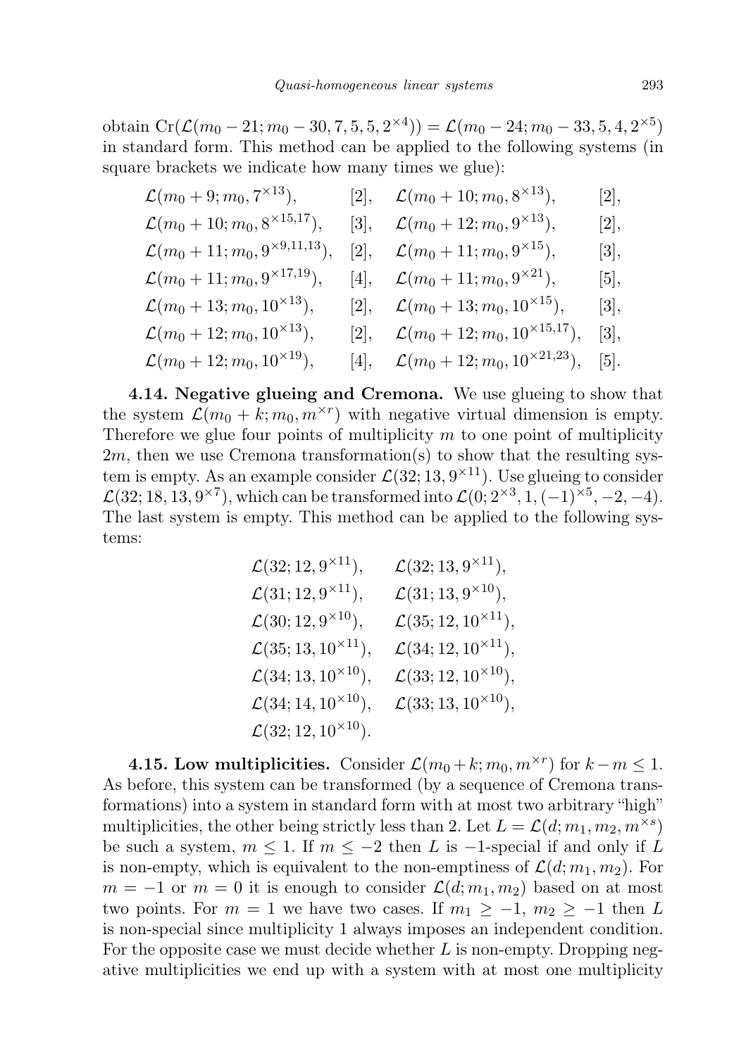obtain $\mathrm{Cr}(\mathcal{L}(m_0-21;m_0-30,7,5,5,2^{\times 4})) = \mathcal{L}(m_0-24;m_0-33,5,4,2^{\times 5})$ in standard form. This method can be applied to the following systems (in square brackets we indicate how many times we glue):

$$
\begin{array}{llll}
\mathcal{L}(m_0+9;m_0,7^{\times 13}), & [2], & \mathcal{L}(m_0+10;m_0,8^{\times 13}), & [2],\\
\mathcal{L}(m_0+10;m_0,8^{\times 15,17}), & [3], & \mathcal{L}(m_0+12;m_0,9^{\times 13}), & [2],\\
\mathcal{L}(m_0+11;m_0,9^{\times 9,11,13}), & [2], & \mathcal{L}(m_0+11;m_0,9^{\times 15}), & [3],\\
\mathcal{L}(m_0+11;m_0,9^{\times 17,19}), & [4], & \mathcal{L}(m_0+11;m_0,9^{\times 21}), & [5],\\
\mathcal{L}(m_0+13;m_0,10^{\times 13}), & [2], & \mathcal{L}(m_0+13;m_0,10^{\times 15}), & [3],\\
\mathcal{L}(m_0+12;m_0,10^{\times 13}), & [2], & \mathcal{L}(m_0+12;m_0,10^{\times 15,17}), & [3],\\
\mathcal{L}(m_0+12;m_0,10^{\times 19}), & [4], & \mathcal{L}(m_0+12;m_0,10^{\times 21,23}), & [5].
\end{array}
$$

**4.14. Negative glueing and Cremona.** We use glueing to show that the system $\mathcal{L}(m_0+k;m_0,m^{\times r})$ with negative virtual dimension is empty. Therefore we glue four points of multiplicity $m$ to one point of multiplicity $2m$, then we use Cremona transformation(s) to show that the resulting system is empty. As an example consider $\mathcal{L}(32;13,9^{\times 11})$. Use glueing to consider $\mathcal{L}(32;18,13,9^{\times 7})$, which can be transformed into $\mathcal{L}(0;2^{\times 3},1,(-1)^{\times 5},-2,-4)$. The last system is empty. This method can be applied to the following systems:

$$
\begin{array}{ll}
\mathcal{L}(32;12,9^{\times 11}), & \mathcal{L}(32;13,9^{\times 11}),\\
\mathcal{L}(31;12,9^{\times 11}), & \mathcal{L}(31;13,9^{\times 10}),\\
\mathcal{L}(30;12,9^{\times 10}), & \mathcal{L}(35;12,10^{\times 11}),\\
\mathcal{L}(35;13,10^{\times 11}), & \mathcal{L}(34;12,10^{\times 11}),\\
\mathcal{L}(34;13,10^{\times 10}), & \mathcal{L}(33;12,10^{\times 10}),\\
\mathcal{L}(34;14,10^{\times 10}), & \mathcal{L}(33;13,10^{\times 10}),\\
\mathcal{L}(32;12,10^{\times 10}). &
\end{array}
$$

**4.15. Low multiplicities.** Consider $\mathcal{L}(m_0+k;m_0,m^{\times r})$ for $k-m\leq 1$. As before, this system can be transformed (by a sequence of Cremona transformations) into a system in standard form with at most two arbitrary "high" multiplicities, the other being strictly less than 2. Let $L=\mathcal{L}(d;m_1,m_2,m^{\times s})$ be such a system, $m\leq 1$. If $m\leq -2$ then $L$ is $-1$-special if and only if $L$ is non-empty, which is equivalent to the non-emptiness of $\mathcal{L}(d;m_1,m_2)$. For $m=-1$ or $m=0$ it is enough to consider $\mathcal{L}(d;m_1,m_2)$ based on at most two points. For $m=1$ we have two cases. If $m_1\geq -1$, $m_2\geq -1$ then $L$ is non-special since multiplicity 1 always imposes an independent condition. For the opposite case we must decide whether $L$ is non-empty. Dropping negative multiplicities we end up with a system with at most one multiplicity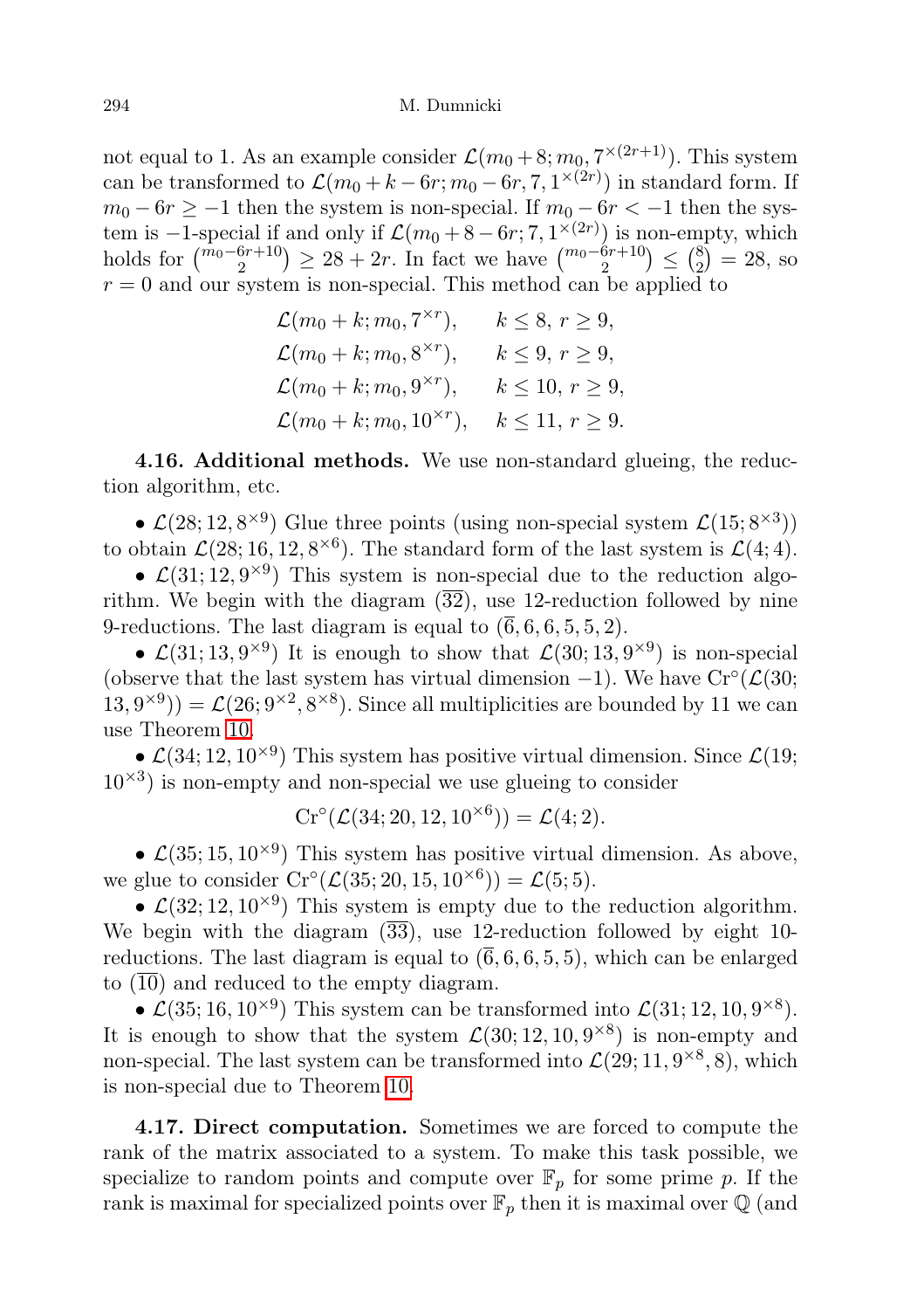not equal to 1. As an example consider $\mathcal{L}(m_0+8; m_0, 7^{\times(2r+1)})$. This system can be transformed to $\mathcal{L}(m_0+k-6r; m_0-6r, 7, 1^{\times(2r)})$ in standard form. If $m_0-6r \geq -1$ then the system is non-special. If $m_0-6r < -1$ then the system is $-1$-special if and only if $\mathcal{L}(m_0+8-6r; 7, 1^{\times(2r)})$ is non-empty, which holds for $\binom{m_0-6r+10}{2} \geq 28+2r$. In fact we have $\binom{m_0-6r+10}{2} \leq \binom{8}{2} = 28$, so $r=0$ and our system is non-special. This method can be applied to

$$\begin{aligned}
&\mathcal{L}(m_0+k; m_0, 7^{\times r}), && k \leq 8,\ r \geq 9,\\
&\mathcal{L}(m_0+k; m_0, 8^{\times r}), && k \leq 9,\ r \geq 9,\\
&\mathcal{L}(m_0+k; m_0, 9^{\times r}), && k \leq 10,\ r \geq 9,\\
&\mathcal{L}(m_0+k; m_0, 10^{\times r}), && k \leq 11,\ r \geq 9.
\end{aligned}$$

**4.16. Additional methods.** We use non-standard glueing, the reduction algorithm, etc.

- $\mathcal{L}(28; 12, 8^{\times 9})$ Glue three points (using non-special system $\mathcal{L}(15; 8^{\times 3})$) to obtain $\mathcal{L}(28; 16, 12, 8^{\times 6})$. The standard form of the last system is $\mathcal{L}(4; 4)$.
- $\mathcal{L}(31; 12, 9^{\times 9})$ This system is non-special due to the reduction algorithm. We begin with the diagram $(\overline{32})$, use 12-reduction followed by nine 9-reductions. The last diagram is equal to $(\overline{6}, 6, 6, 5, 5, 2)$.
- $\mathcal{L}(31; 13, 9^{\times 9})$ It is enough to show that $\mathcal{L}(30; 13, 9^{\times 9})$ is non-special (observe that the last system has virtual dimension $-1$). We have $\mathrm{Cr}^{\circ}(\mathcal{L}(30; 13, 9^{\times 9})) = \mathcal{L}(26; 9^{\times 2}, 8^{\times 8})$. Since all multiplicities are bounded by 11 we can use Theorem 10.
- $\mathcal{L}(34; 12, 10^{\times 9})$ This system has positive virtual dimension. Since $\mathcal{L}(19; 10^{\times 3})$ is non-empty and non-special we use glueing to consider

$$\mathrm{Cr}^{\circ}(\mathcal{L}(34; 20, 12, 10^{\times 6})) = \mathcal{L}(4; 2).$$

- $\mathcal{L}(35; 15, 10^{\times 9})$ This system has positive virtual dimension. As above, we glue to consider $\mathrm{Cr}^{\circ}(\mathcal{L}(35; 20, 15, 10^{\times 6})) = \mathcal{L}(5; 5)$.
- $\mathcal{L}(32; 12, 10^{\times 9})$ This system is empty due to the reduction algorithm. We begin with the diagram $(\overline{33})$, use 12-reduction followed by eight 10-reductions. The last diagram is equal to $(\overline{6}, 6, 6, 5, 5)$, which can be enlarged to $(\overline{10})$ and reduced to the empty diagram.
- $\mathcal{L}(35; 16, 10^{\times 9})$ This system can be transformed into $\mathcal{L}(31; 12, 10, 9^{\times 8})$. It is enough to show that the system $\mathcal{L}(30; 12, 10, 9^{\times 8})$ is non-empty and non-special. The last system can be transformed into $\mathcal{L}(29; 11, 9^{\times 8}, 8)$, which is non-special due to Theorem 10.

**4.17. Direct computation.** Sometimes we are forced to compute the rank of the matrix associated to a system. To make this task possible, we specialize to random points and compute over $\mathbb{F}_p$ for some prime $p$. If the rank is maximal for specialized points over $\mathbb{F}_p$ then it is maximal over $\mathbb{Q}$ (and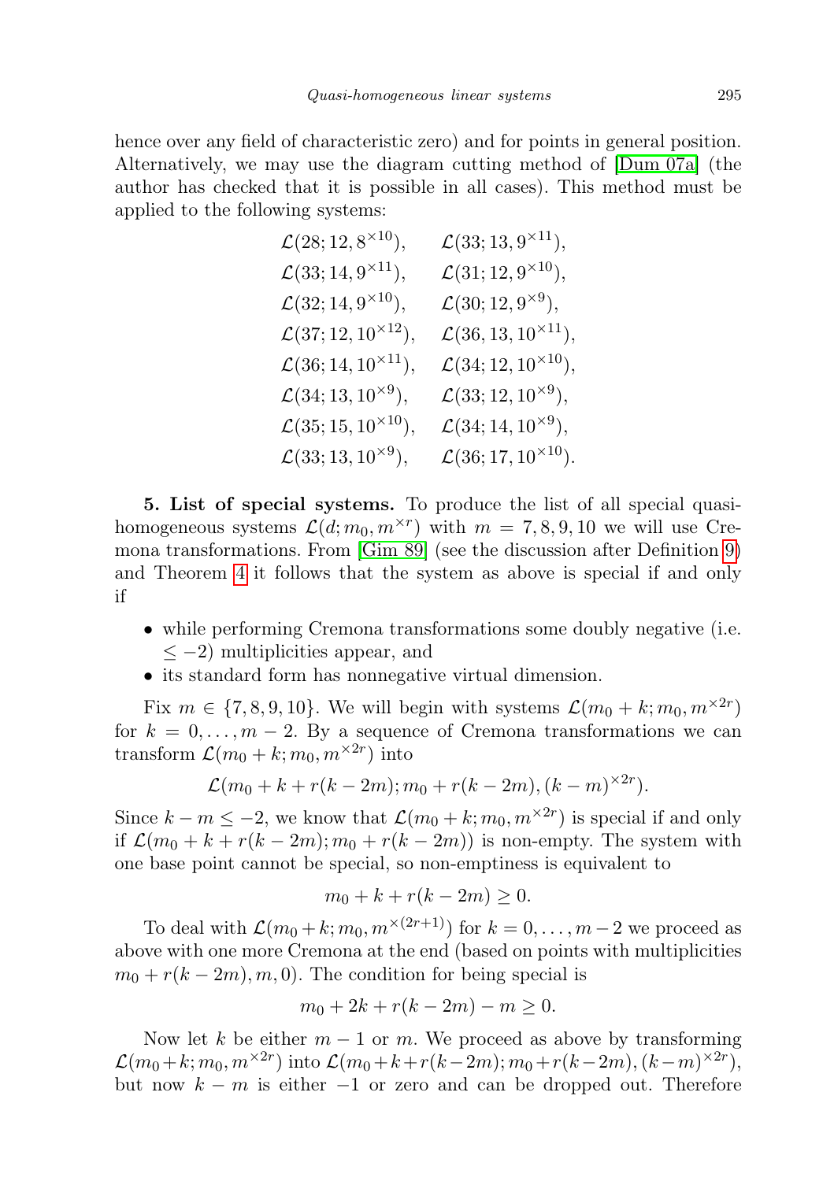hence over any field of characteristic zero) and for points in general position. Alternatively, we may use the diagram cutting method of [Dum 07a] (the author has checked that it is possible in all cases). This method must be applied to the following systems:

$$
\begin{array}{ll}
\mathcal{L}(28; 12, 8^{\times 10}), & \mathcal{L}(33; 13, 9^{\times 11}), \\
\mathcal{L}(33; 14, 9^{\times 11}), & \mathcal{L}(31; 12, 9^{\times 10}), \\
\mathcal{L}(32; 14, 9^{\times 10}), & \mathcal{L}(30; 12, 9^{\times 9}), \\
\mathcal{L}(37; 12, 10^{\times 12}), & \mathcal{L}(36, 13, 10^{\times 11}), \\
\mathcal{L}(36; 14, 10^{\times 11}), & \mathcal{L}(34; 12, 10^{\times 10}), \\
\mathcal{L}(34; 13, 10^{\times 9}), & \mathcal{L}(33; 12, 10^{\times 9}), \\
\mathcal{L}(35; 15, 10^{\times 10}), & \mathcal{L}(34; 14, 10^{\times 9}), \\
\mathcal{L}(33; 13, 10^{\times 9}), & \mathcal{L}(36; 17, 10^{\times 10}).
\end{array}
$$

**5. List of special systems.** To produce the list of all special quasi-homogeneous systems $\mathcal{L}(d; m_0, m^{\times r})$ with $m = 7, 8, 9, 10$ we will use Cremona transformations. From [Gim 89] (see the discussion after Definition 9) and Theorem 4 it follows that the system as above is special if and only if

- while performing Cremona transformations some doubly negative (i.e. $\leq -2$) multiplicities appear, and
- its standard form has nonnegative virtual dimension.

Fix $m \in \{7, 8, 9, 10\}$. We will begin with systems $\mathcal{L}(m_0 + k; m_0, m^{\times 2r})$ for $k = 0, \ldots, m-2$. By a sequence of Cremona transformations we can transform $\mathcal{L}(m_0 + k; m_0, m^{\times 2r})$ into

$$\mathcal{L}(m_0 + k + r(k - 2m); m_0 + r(k - 2m), (k - m)^{\times 2r}).$$

Since $k - m \leq -2$, we know that $\mathcal{L}(m_0 + k; m_0, m^{\times 2r})$ is special if and only if $\mathcal{L}(m_0 + k + r(k - 2m); m_0 + r(k - 2m))$ is non-empty. The system with one base point cannot be special, so non-emptiness is equivalent to

$$m_0 + k + r(k - 2m) \geq 0.$$

To deal with $\mathcal{L}(m_0 + k; m_0, m^{\times(2r+1)})$ for $k = 0, \ldots, m-2$ we proceed as above with one more Cremona at the end (based on points with multiplicities $m_0 + r(k - 2m), m, 0$). The condition for being special is

$$m_0 + 2k + r(k - 2m) - m \geq 0.$$

Now let $k$ be either $m - 1$ or $m$. We proceed as above by transforming $\mathcal{L}(m_0 + k; m_0, m^{\times 2r})$ into $\mathcal{L}(m_0 + k + r(k - 2m); m_0 + r(k - 2m), (k - m)^{\times 2r})$, but now $k - m$ is either $-1$ or zero and can be dropped out. Therefore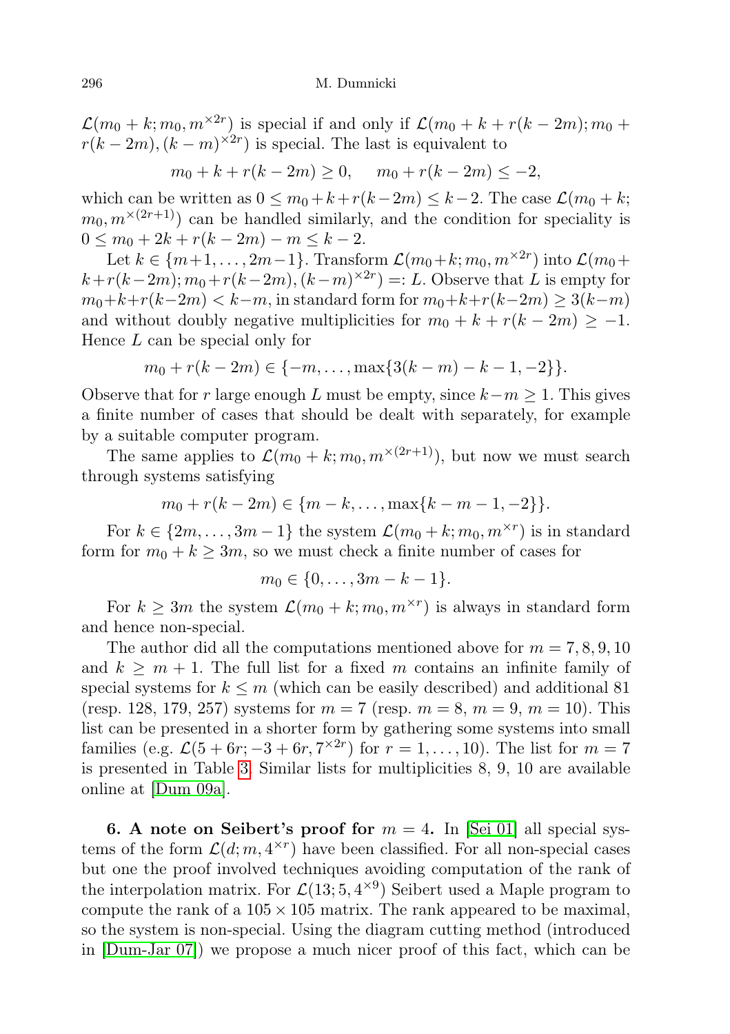$\mathcal{L}(m_0 + k; m_0, m^{\times 2r})$ is special if and only if $\mathcal{L}(m_0 + k + r(k-2m); m_0 + r(k-2m), (k-m)^{\times 2r})$ is special. The last is equivalent to

$$m_0 + k + r(k-2m) \geq 0, \quad m_0 + r(k-2m) \leq -2,$$

which can be written as $0 \leq m_0 + k + r(k-2m) \leq k-2$. The case $\mathcal{L}(m_0 + k; m_0, m^{\times(2r+1)})$ can be handled similarly, and the condition for speciality is $0 \leq m_0 + 2k + r(k-2m) - m \leq k-2$.

Let $k \in \{m+1, \dots, 2m-1\}$. Transform $\mathcal{L}(m_0+k; m_0, m^{\times 2r})$ into $\mathcal{L}(m_0 + k + r(k-2m); m_0 + r(k-2m), (k-m)^{\times 2r}) =: L$. Observe that $L$ is empty for $m_0 + k + r(k-2m) < k-m$, in standard form for $m_0 + k + r(k-2m) \geq 3(k-m)$ and without doubly negative multiplicities for $m_0 + k + r(k-2m) \geq -1$. Hence $L$ can be special only for

$$m_0 + r(k-2m) \in \{-m, \dots, \max\{3(k-m) - k - 1, -2\}\}.$$

Observe that for $r$ large enough $L$ must be empty, since $k - m \geq 1$. This gives a finite number of cases that should be dealt with separately, for example by a suitable computer program.

The same applies to $\mathcal{L}(m_0 + k; m_0, m^{\times(2r+1)})$, but now we must search through systems satisfying

$$m_0 + r(k-2m) \in \{m-k, \dots, \max\{k-m-1, -2\}\}.$$

For $k \in \{2m, \dots, 3m-1\}$ the system $\mathcal{L}(m_0 + k; m_0, m^{\times r})$ is in standard form for $m_0 + k \geq 3m$, so we must check a finite number of cases for

$$m_0 \in \{0, \dots, 3m-k-1\}.$$

For $k \geq 3m$ the system $\mathcal{L}(m_0 + k; m_0, m^{\times r})$ is always in standard form and hence non-special.

The author did all the computations mentioned above for $m = 7, 8, 9, 10$ and $k \geq m+1$. The full list for a fixed $m$ contains an infinite family of special systems for $k \leq m$ (which can be easily described) and additional 81 (resp. 128, 179, 257) systems for $m = 7$ (resp. $m = 8$, $m = 9$, $m = 10$). This list can be presented in a shorter form by gathering some systems into small families (e.g. $\mathcal{L}(5 + 6r; -3 + 6r, 7^{\times 2r})$ for $r = 1, \dots, 10$). The list for $m = 7$ is presented in Table 3. Similar lists for multiplicities 8, 9, 10 are available online at [Dum 09a].

**6. A note on Seibert's proof for** $m = 4$**.** In [Sei 01] all special systems of the form $\mathcal{L}(d; m, 4^{\times r})$ have been classified. For all non-special cases but one the proof involved techniques avoiding computation of the rank of the interpolation matrix. For $\mathcal{L}(13; 5, 4^{\times 9})$ Seibert used a Maple program to compute the rank of a $105 \times 105$ matrix. The rank appeared to be maximal, so the system is non-special. Using the diagram cutting method (introduced in [Dum-Jar 07]) we propose a much nicer proof of this fact, which can be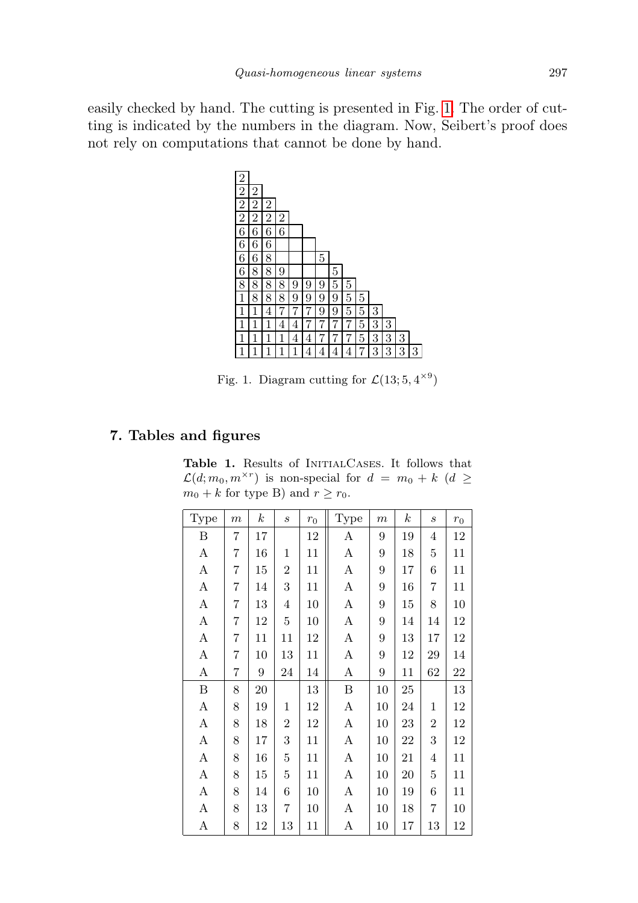easily checked by hand. The cutting is presented in Fig. 1. The order of cutting is indicated by the numbers in the diagram. Now, Seibert's proof does not rely on computations that cannot be done by hand.

| | | | | | | | | | | | | | |
|---|---|---|---|---|---|---|---|---|---|---|---|---|---|
| 2 | | | | | | | | | | | | | |
| 2 | 2 | | | | | | | | | | | | |
| 2 | 2 | 2 | | | | | | | | | | | |
| 2 | 2 | 2 | 2 | | | | | | | | | | |
| 6 | 6 | 6 | 6 | | | | | | | | | | |
| 6 | 6 | 6 | | | | | | | | | | | |
| 6 | 6 | 8 | | | | 5 | | | | | | | |
| 6 | 8 | 8 | 9 | | | | 5 | | | | | | |
| 8 | 8 | 8 | 8 | 9 | 9 | 9 | 5 | 5 | | | | | |
| 1 | 8 | 8 | 8 | 9 | 9 | 9 | 9 | 5 | 5 | | | | |
| 1 | 1 | 4 | 7 | 7 | 7 | 9 | 9 | 5 | 5 | 3 | | | |
| 1 | 1 | 1 | 4 | 4 | 7 | 7 | 7 | 7 | 5 | 3 | 3 | | |
| 1 | 1 | 1 | 1 | 4 | 4 | 7 | 7 | 7 | 5 | 3 | 3 | 3 | |
| 1 | 1 | 1 | 1 | 1 | 4 | 4 | 4 | 4 | 7 | 3 | 3 | 3 | 3 |

Fig. 1. Diagram cutting for $\mathcal{L}(13; 5, 4^{\times 9})$

## 7. Tables and figures

**Table 1.** Results of InitialCases. It follows that $\mathcal{L}(d; m_0, m^{\times r})$ is non-special for $d = m_0 + k$ ($d \geq m_0 + k$ for type B) and $r \geq r_0$.

| Type | $m$ | $k$ | $s$ | $r_0$ | Type | $m$ | $k$ | $s$ | $r_0$ |
|---|---|---|---|---|---|---|---|---|---|
| B | 7 | 17 | | 12 | A | 9 | 19 | 4 | 12 |
| A | 7 | 16 | 1 | 11 | A | 9 | 18 | 5 | 11 |
| A | 7 | 15 | 2 | 11 | A | 9 | 17 | 6 | 11 |
| A | 7 | 14 | 3 | 11 | A | 9 | 16 | 7 | 11 |
| A | 7 | 13 | 4 | 10 | A | 9 | 15 | 8 | 10 |
| A | 7 | 12 | 5 | 10 | A | 9 | 14 | 14 | 12 |
| A | 7 | 11 | 11 | 12 | A | 9 | 13 | 17 | 12 |
| A | 7 | 10 | 13 | 11 | A | 9 | 12 | 29 | 14 |
| A | 7 | 9 | 24 | 14 | A | 9 | 11 | 62 | 22 |
| B | 8 | 20 | | 13 | B | 10 | 25 | | 13 |
| A | 8 | 19 | 1 | 12 | A | 10 | 24 | 1 | 12 |
| A | 8 | 18 | 2 | 12 | A | 10 | 23 | 2 | 12 |
| A | 8 | 17 | 3 | 11 | A | 10 | 22 | 3 | 12 |
| A | 8 | 16 | 5 | 11 | A | 10 | 21 | 4 | 11 |
| A | 8 | 15 | 5 | 11 | A | 10 | 20 | 5 | 11 |
| A | 8 | 14 | 6 | 10 | A | 10 | 19 | 6 | 11 |
| A | 8 | 13 | 7 | 10 | A | 10 | 18 | 7 | 10 |
| A | 8 | 12 | 13 | 11 | A | 10 | 17 | 13 | 12 |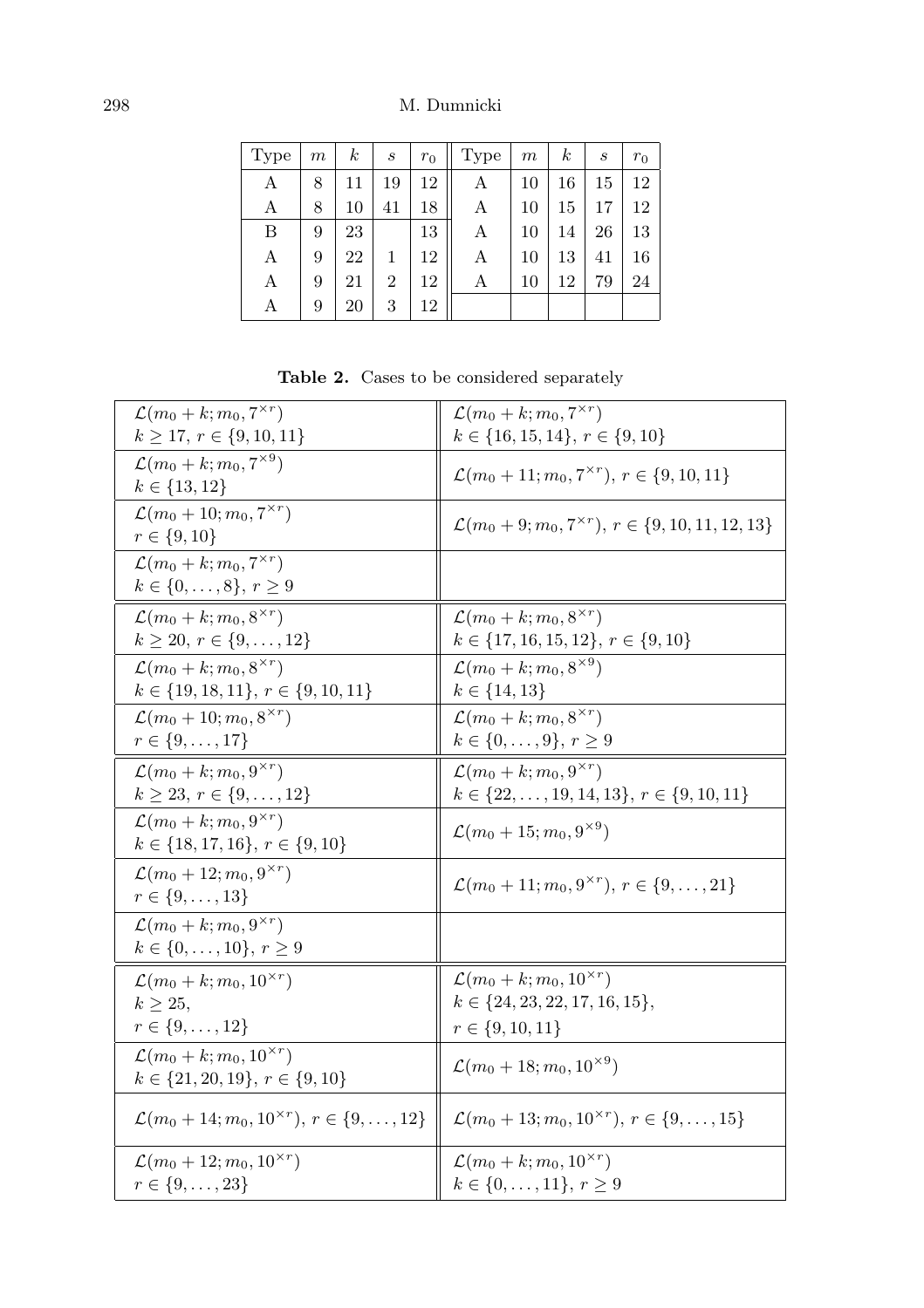| Type | $m$ | $k$ | $s$ | $r_0$ | Type | $m$ | $k$ | $s$ | $r_0$ |
|---|---|---|---|---|---|---|---|---|---|
| A | 8 | 11 | 19 | 12 | A | 10 | 16 | 15 | 12 |
| A | 8 | 10 | 41 | 18 | A | 10 | 15 | 17 | 12 |
| B | 9 | 23 | | 13 | A | 10 | 14 | 26 | 13 |
| A | 9 | 22 | 1 | 12 | A | 10 | 13 | 41 | 16 |
| A | 9 | 21 | 2 | 12 | A | 10 | 12 | 79 | 24 |
| A | 9 | 20 | 3 | 12 | | | | | |

**Table 2.** Cases to be considered separately

| | |
|---|---|
| $\mathcal{L}(m_0+k; m_0, 7^{\times r})$ <br> $k \geq 17$, $r \in \{9, 10, 11\}$ | $\mathcal{L}(m_0+k; m_0, 7^{\times r})$ <br> $k \in \{16, 15, 14\}$, $r \in \{9, 10\}$ |
| $\mathcal{L}(m_0+k; m_0, 7^{\times 9})$ <br> $k \in \{13, 12\}$ | $\mathcal{L}(m_0+11; m_0, 7^{\times r})$, $r \in \{9, 10, 11\}$ |
| $\mathcal{L}(m_0+10; m_0, 7^{\times r})$ <br> $r \in \{9, 10\}$ | $\mathcal{L}(m_0+9; m_0, 7^{\times r})$, $r \in \{9, 10, 11, 12, 13\}$ |
| $\mathcal{L}(m_0+k; m_0, 7^{\times r})$ <br> $k \in \{0, \dots, 8\}$, $r \geq 9$ | |
| $\mathcal{L}(m_0+k; m_0, 8^{\times r})$ <br> $k \geq 20$, $r \in \{9, \dots, 12\}$ | $\mathcal{L}(m_0+k; m_0, 8^{\times r})$ <br> $k \in \{17, 16, 15, 12\}$, $r \in \{9, 10\}$ |
| $\mathcal{L}(m_0+k; m_0, 8^{\times r})$ <br> $k \in \{19, 18, 11\}$, $r \in \{9, 10, 11\}$ | $\mathcal{L}(m_0+k; m_0, 8^{\times 9})$ <br> $k \in \{14, 13\}$ |
| $\mathcal{L}(m_0+10; m_0, 8^{\times r})$ <br> $r \in \{9, \dots, 17\}$ | $\mathcal{L}(m_0+k; m_0, 8^{\times r})$ <br> $k \in \{0, \dots, 9\}$, $r \geq 9$ |
| $\mathcal{L}(m_0+k; m_0, 9^{\times r})$ <br> $k \geq 23$, $r \in \{9, \dots, 12\}$ | $\mathcal{L}(m_0+k; m_0, 9^{\times r})$ <br> $k \in \{22, \dots, 19, 14, 13\}$, $r \in \{9, 10, 11\}$ |
| $\mathcal{L}(m_0+k; m_0, 9^{\times r})$ <br> $k \in \{18, 17, 16\}$, $r \in \{9, 10\}$ | $\mathcal{L}(m_0+15; m_0, 9^{\times 9})$ |
| $\mathcal{L}(m_0+12; m_0, 9^{\times r})$ <br> $r \in \{9, \dots, 13\}$ | $\mathcal{L}(m_0+11; m_0, 9^{\times r})$, $r \in \{9, \dots, 21\}$ |
| $\mathcal{L}(m_0+k; m_0, 9^{\times r})$ <br> $k \in \{0, \dots, 10\}$, $r \geq 9$ | |
| $\mathcal{L}(m_0+k; m_0, 10^{\times r})$ <br> $k \geq 25$, <br> $r \in \{9, \dots, 12\}$ | $\mathcal{L}(m_0+k; m_0, 10^{\times r})$ <br> $k \in \{24, 23, 22, 17, 16, 15\}$, <br> $r \in \{9, 10, 11\}$ |
| $\mathcal{L}(m_0+k; m_0, 10^{\times r})$ <br> $k \in \{21, 20, 19\}$, $r \in \{9, 10\}$ | $\mathcal{L}(m_0+18; m_0, 10^{\times 9})$ |
| $\mathcal{L}(m_0+14; m_0, 10^{\times r})$, $r \in \{9, \dots, 12\}$ | $\mathcal{L}(m_0+13; m_0, 10^{\times r})$, $r \in \{9, \dots, 15\}$ |
| $\mathcal{L}(m_0+12; m_0, 10^{\times r})$ <br> $r \in \{9, \dots, 23\}$ | $\mathcal{L}(m_0+k; m_0, 10^{\times r})$ <br> $k \in \{0, \dots, 11\}$, $r \geq 9$ |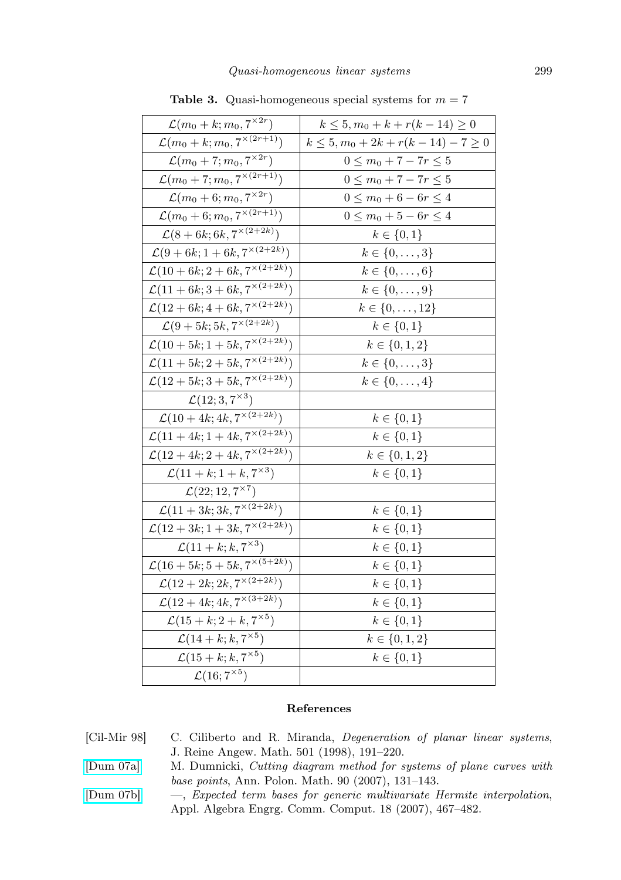**Table 3.** Quasi-homogeneous special systems for $m = 7$

| | |
|---|---|
| $\mathcal{L}(m_0 + k; m_0, 7^{\times 2r})$ | $k \leq 5, m_0 + k + r(k - 14) \geq 0$ |
| $\mathcal{L}(m_0 + k; m_0, 7^{\times (2r+1)})$ | $k \leq 5, m_0 + 2k + r(k - 14) - 7 \geq 0$ |
| $\mathcal{L}(m_0 + 7; m_0, 7^{\times 2r})$ | $0 \leq m_0 + 7 - 7r \leq 5$ |
| $\mathcal{L}(m_0 + 7; m_0, 7^{\times (2r+1)})$ | $0 \leq m_0 + 7 - 7r \leq 5$ |
| $\mathcal{L}(m_0 + 6; m_0, 7^{\times 2r})$ | $0 \leq m_0 + 6 - 6r \leq 4$ |
| $\mathcal{L}(m_0 + 6; m_0, 7^{\times (2r+1)})$ | $0 \leq m_0 + 5 - 6r \leq 4$ |
| $\mathcal{L}(8 + 6k; 6k, 7^{\times (2+2k)})$ | $k \in \{0, 1\}$ |
| $\mathcal{L}(9 + 6k; 1 + 6k, 7^{\times (2+2k)})$ | $k \in \{0, \dots, 3\}$ |
| $\mathcal{L}(10 + 6k; 2 + 6k, 7^{\times (2+2k)})$ | $k \in \{0, \dots, 6\}$ |
| $\mathcal{L}(11 + 6k; 3 + 6k, 7^{\times (2+2k)})$ | $k \in \{0, \dots, 9\}$ |
| $\mathcal{L}(12 + 6k; 4 + 6k, 7^{\times (2+2k)})$ | $k \in \{0, \dots, 12\}$ |
| $\mathcal{L}(9 + 5k; 5k, 7^{\times (2+2k)})$ | $k \in \{0, 1\}$ |
| $\mathcal{L}(10 + 5k; 1 + 5k, 7^{\times (2+2k)})$ | $k \in \{0, 1, 2\}$ |
| $\mathcal{L}(11 + 5k; 2 + 5k, 7^{\times (2+2k)})$ | $k \in \{0, \dots, 3\}$ |
| $\mathcal{L}(12 + 5k; 3 + 5k, 7^{\times (2+2k)})$ | $k \in \{0, \dots, 4\}$ |
| $\mathcal{L}(12; 3, 7^{\times 3})$ | |
| $\mathcal{L}(10 + 4k; 4k, 7^{\times (2+2k)})$ | $k \in \{0, 1\}$ |
| $\mathcal{L}(11 + 4k; 1 + 4k, 7^{\times (2+2k)})$ | $k \in \{0, 1\}$ |
| $\mathcal{L}(12 + 4k; 2 + 4k, 7^{\times (2+2k)})$ | $k \in \{0, 1, 2\}$ |
| $\mathcal{L}(11 + k; 1 + k, 7^{\times 3})$ | $k \in \{0, 1\}$ |
| $\mathcal{L}(22; 12, 7^{\times 7})$ | |
| $\mathcal{L}(11 + 3k; 3k, 7^{\times (2+2k)})$ | $k \in \{0, 1\}$ |
| $\mathcal{L}(12 + 3k; 1 + 3k, 7^{\times (2+2k)})$ | $k \in \{0, 1\}$ |
| $\mathcal{L}(11 + k; k, 7^{\times 3})$ | $k \in \{0, 1\}$ |
| $\mathcal{L}(16 + 5k; 5 + 5k, 7^{\times (5+2k)})$ | $k \in \{0, 1\}$ |
| $\mathcal{L}(12 + 2k; 2k, 7^{\times (2+2k)})$ | $k \in \{0, 1\}$ |
| $\mathcal{L}(12 + 4k; 4k, 7^{\times (3+2k)})$ | $k \in \{0, 1\}$ |
| $\mathcal{L}(15 + k; 2 + k, 7^{\times 5})$ | $k \in \{0, 1\}$ |
| $\mathcal{L}(14 + k; k, 7^{\times 5})$ | $k \in \{0, 1, 2\}$ |
| $\mathcal{L}(15 + k; k, 7^{\times 5})$ | $k \in \{0, 1\}$ |
| $\mathcal{L}(16; 7^{\times 5})$ | |

## References

[Cil-Mir 98] C. Ciliberto and R. Miranda, *Degeneration of planar linear systems*, J. Reine Angew. Math. 501 (1998), 191–220.

[Dum 07a] M. Dumnicki, *Cutting diagram method for systems of plane curves with base points*, Ann. Polon. Math. 90 (2007), 131–143.

[Dum 07b] —, *Expected term bases for generic multivariate Hermite interpolation*, Appl. Algebra Engrg. Comm. Comput. 18 (2007), 467–482.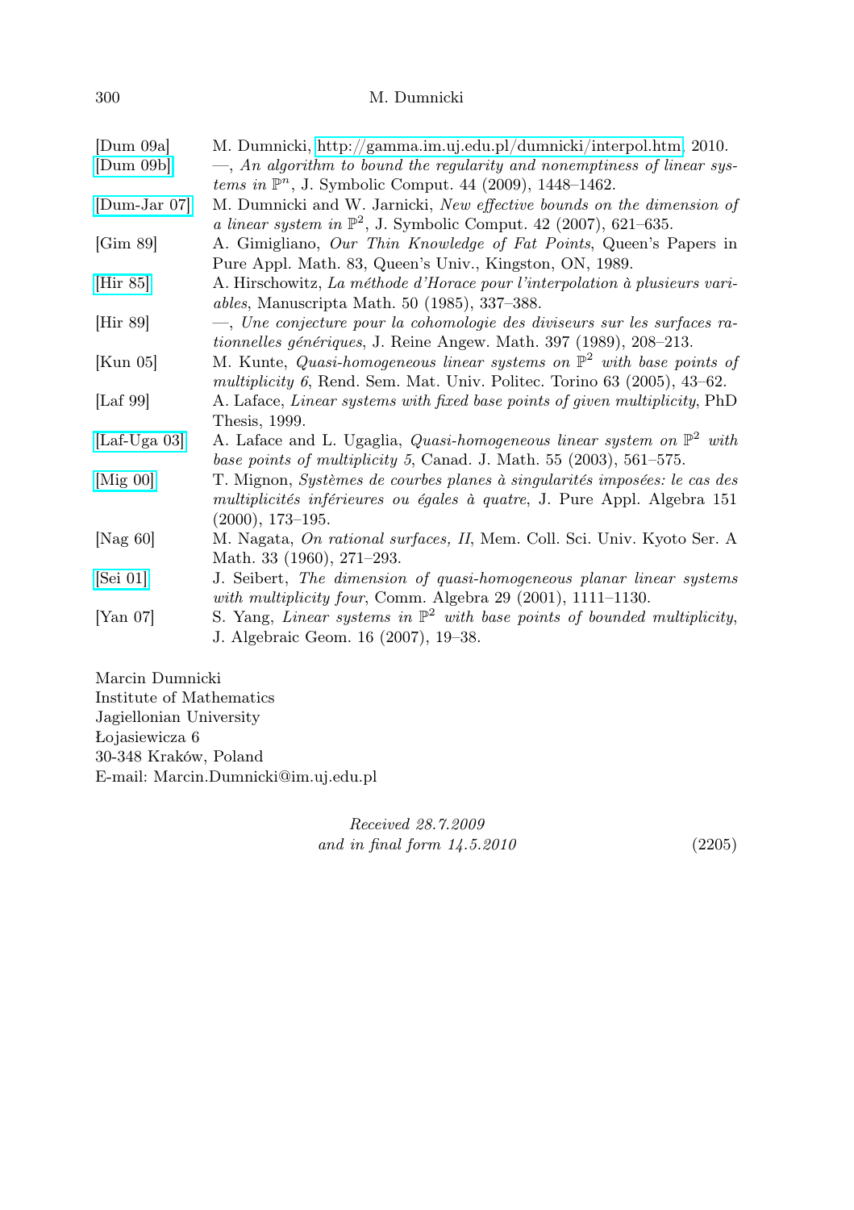[Dum 09a] M. Dumnicki, http://gamma.im.uj.edu.pl/dumnicki/interpol.htm, 2010.

[Dum 09b] —, *An algorithm to bound the regularity and nonemptiness of linear systems in* $\mathbb{P}^n$, J. Symbolic Comput. 44 (2009), 1448–1462.

[Dum-Jar 07] M. Dumnicki and W. Jarnicki, *New effective bounds on the dimension of a linear system in* $\mathbb{P}^2$, J. Symbolic Comput. 42 (2007), 621–635.

[Gim 89] A. Gimigliano, *Our Thin Knowledge of Fat Points*, Queen's Papers in Pure Appl. Math. 83, Queen's Univ., Kingston, ON, 1989.

[Hir 85] A. Hirschowitz, *La méthode d'Horace pour l'interpolation à plusieurs variables*, Manuscripta Math. 50 (1985), 337–388.

[Hir 89] —, *Une conjecture pour la cohomologie des diviseurs sur les surfaces rationnelles génériques*, J. Reine Angew. Math. 397 (1989), 208–213.

[Kun 05] M. Kunte, *Quasi-homogeneous linear systems on* $\mathbb{P}^2$ *with base points of multiplicity 6*, Rend. Sem. Mat. Univ. Politec. Torino 63 (2005), 43–62.

[Laf 99] A. Laface, *Linear systems with fixed base points of given multiplicity*, PhD Thesis, 1999.

[Laf-Uga 03] A. Laface and L. Ugaglia, *Quasi-homogeneous linear system on* $\mathbb{P}^2$ *with base points of multiplicity 5*, Canad. J. Math. 55 (2003), 561–575.

[Mig 00] T. Mignon, *Systèmes de courbes planes à singularités imposées: le cas des multiplicités inférieures ou égales à quatre*, J. Pure Appl. Algebra 151 (2000), 173–195.

[Nag 60] M. Nagata, *On rational surfaces, II*, Mem. Coll. Sci. Univ. Kyoto Ser. A Math. 33 (1960), 271–293.

[Sei 01] J. Seibert, *The dimension of quasi-homogeneous planar linear systems with multiplicity four*, Comm. Algebra 29 (2001), 1111–1130.

[Yan 07] S. Yang, *Linear systems in* $\mathbb{P}^2$ *with base points of bounded multiplicity*, J. Algebraic Geom. 16 (2007), 19–38.

Marcin Dumnicki
Institute of Mathematics
Jagiellonian University
Łojasiewicza 6
30-348 Kraków, Poland
E-mail: Marcin.Dumnicki@im.uj.edu.pl

*Received 28.7.2009*
*and in final form 14.5.2010* (2205)